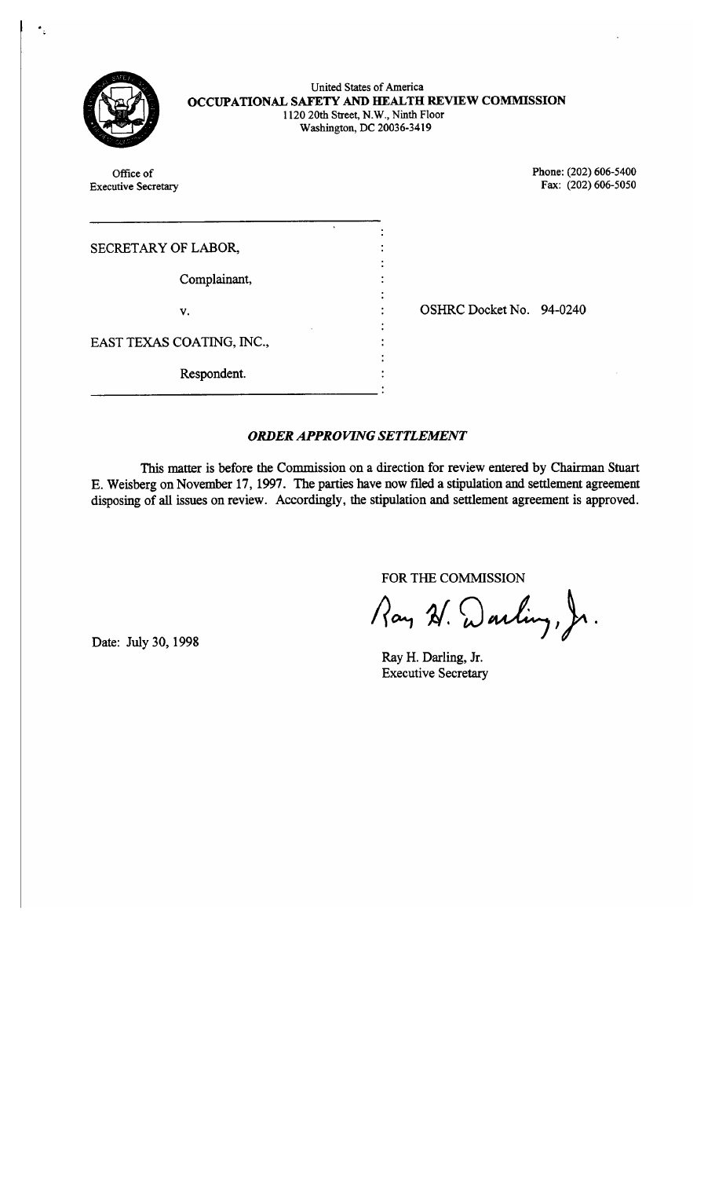United States of America
**OCCUPATIONAL SAFETY AND HEALTH REVIEW COMMISSION**
1120 20th Street, N.W., Ninth Floor
Washington, DC 20036-3419

Office of
Executive Secretary

Phone: (202) 606-5400
Fax: (202) 606-5050

SECRETARY OF LABOR,

Complainant,

v.

EAST TEXAS COATING, INC.,

Respondent.

OSHRC Docket No. 94-0240

***ORDER APPROVING SETTLEMENT***

This matter is before the Commission on a direction for review entered by Chairman Stuart E. Weisberg on November 17, 1997. The parties have now filed a stipulation and settlement agreement disposing of all issues on review. Accordingly, the stipulation and settlement agreement is approved.

FOR THE COMMISSION

Ray H. Darling, Jr.

Date: July 30, 1998

Ray H. Darling, Jr.
Executive Secretary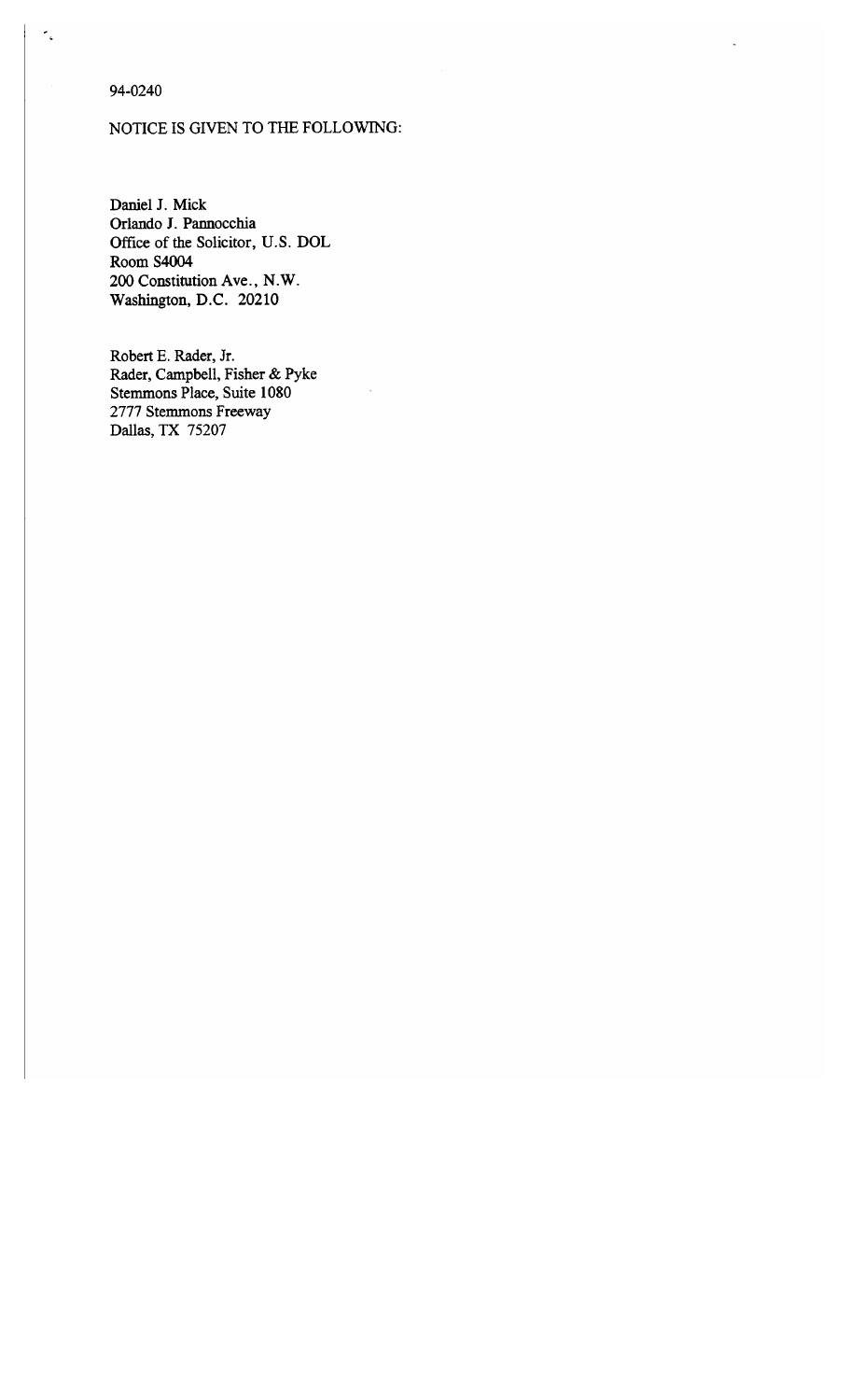94-0240

NOTICE IS GIVEN TO THE FOLLOWING:

Daniel J. Mick
Orlando J. Pannocchia
Office of the Solicitor, U.S. DOL
Room S4004
200 Constitution Ave., N.W.
Washington, D.C. 20210

Robert E. Rader, Jr.
Rader, Campbell, Fisher & Pyke
Stemmons Place, Suite 1080
2777 Stemmons Freeway
Dallas, TX 75207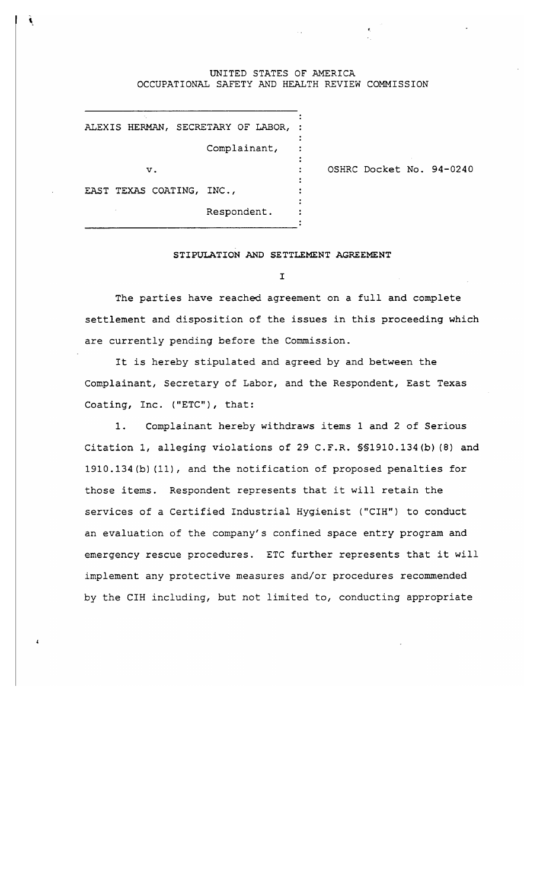UNITED STATES OF AMERICA
OCCUPATIONAL SAFETY AND HEALTH REVIEW COMMISSION

ALEXIS HERMAN, SECRETARY OF LABOR,

Complainant,

v.

EAST TEXAS COATING, INC.,

Respondent.

OSHRC Docket No. 94-0240

## STIPULATION AND SETTLEMENT AGREEMENT

I

The parties have reached agreement on a full and complete settlement and disposition of the issues in this proceeding which are currently pending before the Commission.

It is hereby stipulated and agreed by and between the Complainant, Secretary of Labor, and the Respondent, East Texas Coating, Inc. ("ETC"), that:

1. Complainant hereby withdraws items 1 and 2 of Serious Citation 1, alleging violations of 29 C.F.R. §§1910.134(b)(8) and 1910.134(b)(11), and the notification of proposed penalties for those items. Respondent represents that it will retain the services of a Certified Industrial Hygienist ("CIH") to conduct an evaluation of the company's confined space entry program and emergency rescue procedures. ETC further represents that it will implement any protective measures and/or procedures recommended by the CIH including, but not limited to, conducting appropriate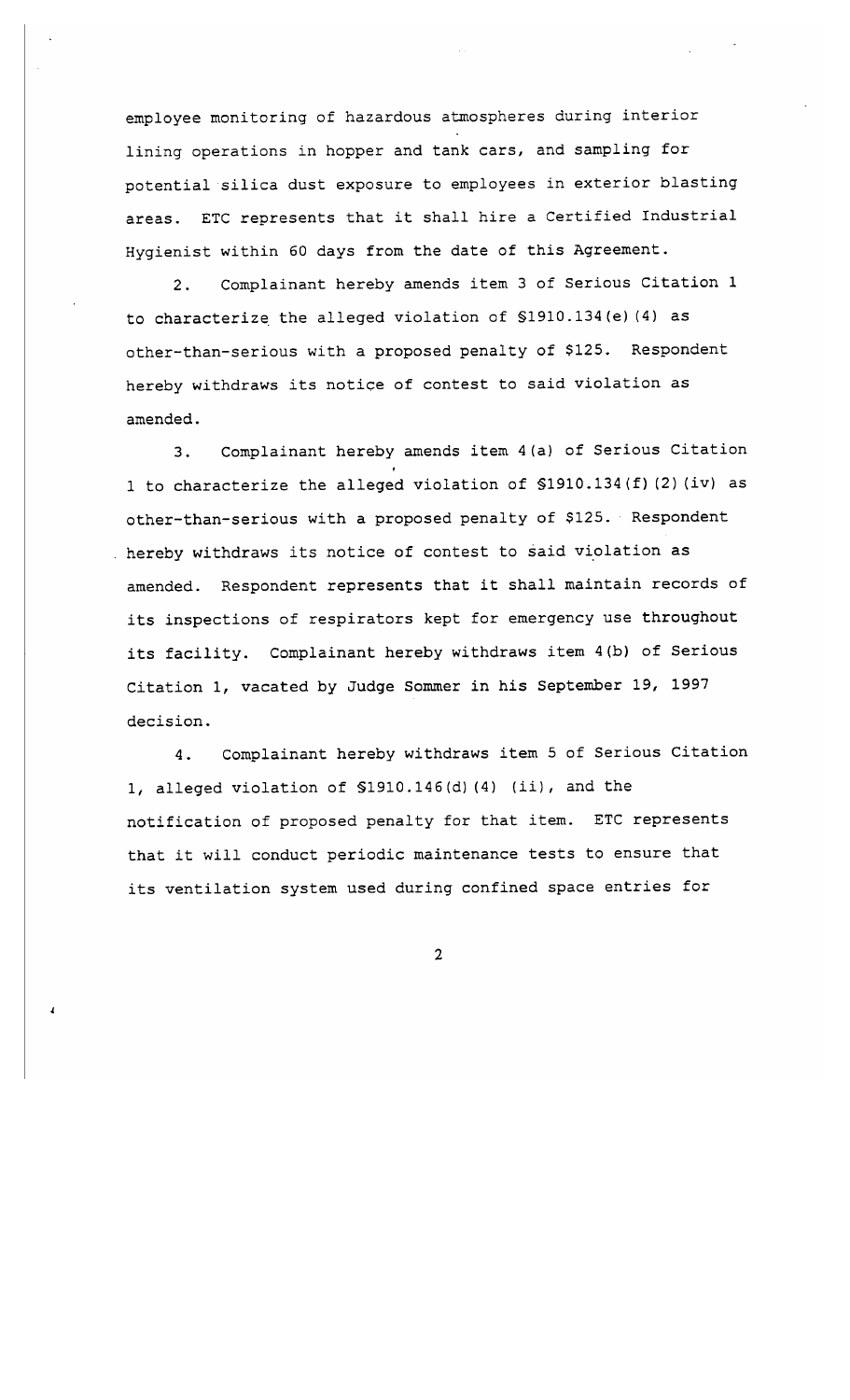employee monitoring of hazardous atmospheres during interior lining operations in hopper and tank cars, and sampling for potential silica dust exposure to employees in exterior blasting areas. ETC represents that it shall hire a Certified Industrial Hygienist within 60 days from the date of this Agreement.

2. Complainant hereby amends item 3 of Serious Citation 1 to characterize the alleged violation of §1910.134(e)(4) as other-than-serious with a proposed penalty of $125. Respondent hereby withdraws its notice of contest to said violation as amended.

3. Complainant hereby amends item 4(a) of Serious Citation 1 to characterize the alleged violation of §1910.134(f)(2)(iv) as other-than-serious with a proposed penalty of $125. Respondent hereby withdraws its notice of contest to said violation as amended. Respondent represents that it shall maintain records of its inspections of respirators kept for emergency use throughout its facility. Complainant hereby withdraws item 4(b) of Serious Citation 1, vacated by Judge Sommer in his September 19, 1997 decision.

4. Complainant hereby withdraws item 5 of Serious Citation 1, alleged violation of §1910.146(d)(4) (ii), and the notification of proposed penalty for that item. ETC represents that it will conduct periodic maintenance tests to ensure that its ventilation system used during confined space entries for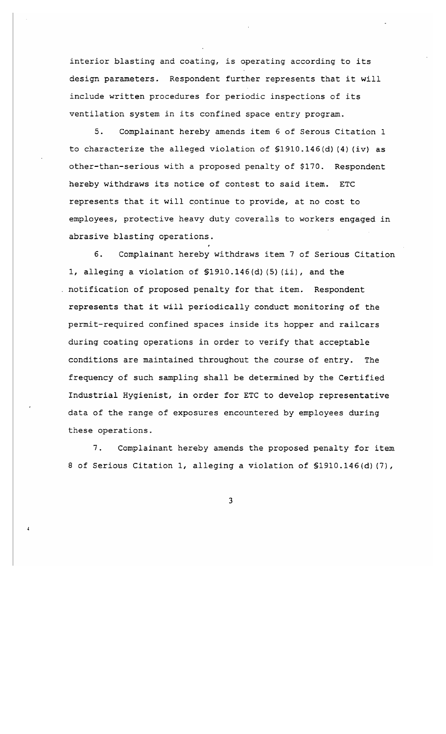interior blasting and coating, is operating according to its design parameters. Respondent further represents that it will include written procedures for periodic inspections of its ventilation system in its confined space entry program.

5. Complainant hereby amends item 6 of Serous Citation 1 to characterize the alleged violation of §1910.146(d)(4)(iv) as other-than-serious with a proposed penalty of $170. Respondent hereby withdraws its notice of contest to said item. ETC represents that it will continue to provide, at no cost to employees, protective heavy duty coveralls to workers engaged in abrasive blasting operations.

6. Complainant hereby withdraws item 7 of Serious Citation 1, alleging a violation of §1910.146(d)(5)(ii), and the notification of proposed penalty for that item. Respondent represents that it will periodically conduct monitoring of the permit-required confined spaces inside its hopper and railcars during coating operations in order to verify that acceptable conditions are maintained throughout the course of entry. The frequency of such sampling shall be determined by the Certified Industrial Hygienist, in order for ETC to develop representative data of the range of exposures encountered by employees during these operations.

7. Complainant hereby amends the proposed penalty for item 8 of Serious Citation 1, alleging a violation of §1910.146(d)(7),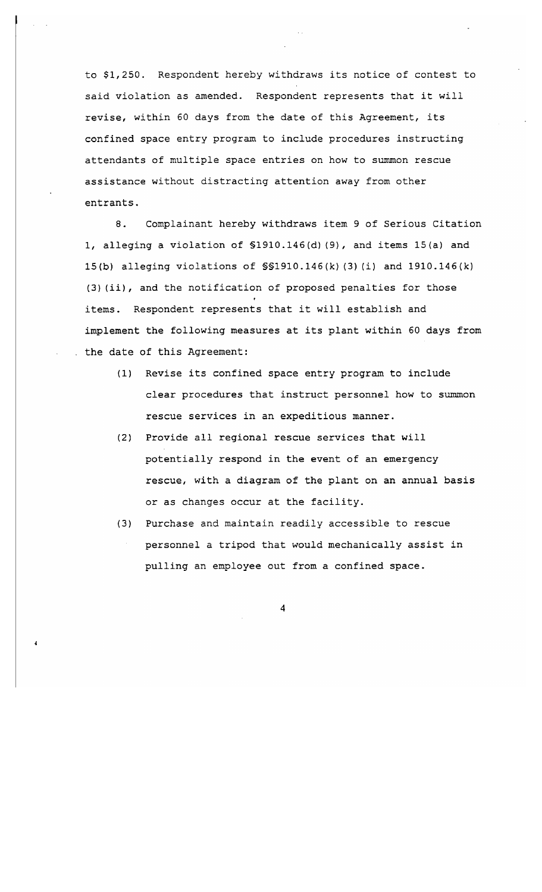to $1,250. Respondent hereby withdraws its notice of contest to said violation as amended. Respondent represents that it will revise, within 60 days from the date of this Agreement, its confined space entry program to include procedures instructing attendants of multiple space entries on how to summon rescue assistance without distracting attention away from other entrants.

8. Complainant hereby withdraws item 9 of Serious Citation 1, alleging a violation of §1910.146(d)(9), and items 15(a) and 15(b) alleging violations of §§1910.146(k)(3)(i) and 1910.146(k)(3)(ii), and the notification of proposed penalties for those items. Respondent represents that it will establish and implement the following measures at its plant within 60 days from the date of this Agreement:

(1) Revise its confined space entry program to include clear procedures that instruct personnel how to summon rescue services in an expeditious manner.

(2) Provide all regional rescue services that will potentially respond in the event of an emergency rescue, with a diagram of the plant on an annual basis or as changes occur at the facility.

(3) Purchase and maintain readily accessible to rescue personnel a tripod that would mechanically assist in pulling an employee out from a confined space.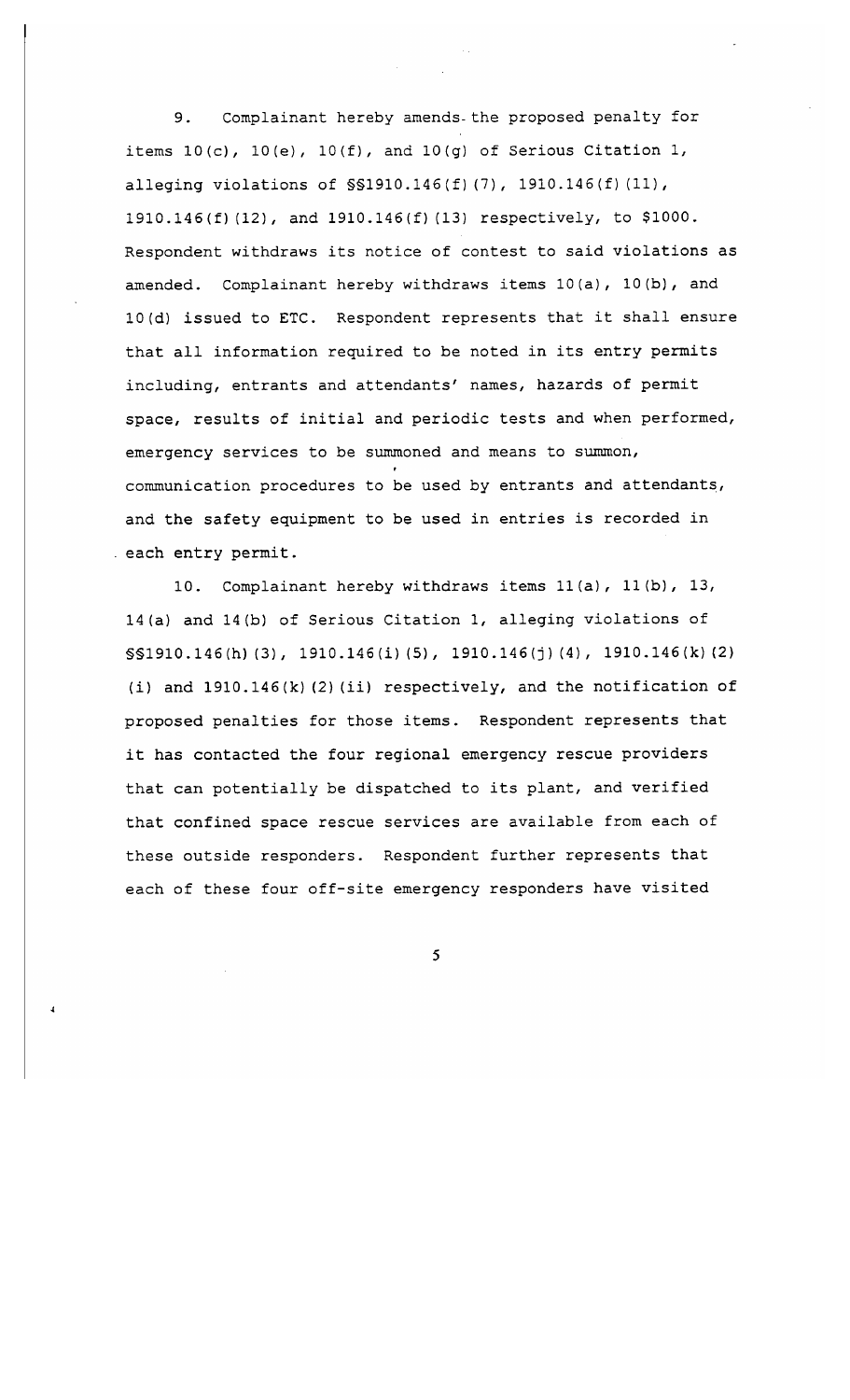9. Complainant hereby amends the proposed penalty for items 10(c), 10(e), 10(f), and 10(g) of Serious Citation 1, alleging violations of §§1910.146(f)(7), 1910.146(f)(11), 1910.146(f)(12), and 1910.146(f)(13) respectively, to $1000. Respondent withdraws its notice of contest to said violations as amended. Complainant hereby withdraws items 10(a), 10(b), and 10(d) issued to ETC. Respondent represents that it shall ensure that all information required to be noted in its entry permits including, entrants and attendants' names, hazards of permit space, results of initial and periodic tests and when performed, emergency services to be summoned and means to summon, communication procedures to be used by entrants and attendants, and the safety equipment to be used in entries is recorded in each entry permit.

10. Complainant hereby withdraws items 11(a), 11(b), 13, 14(a) and 14(b) of Serious Citation 1, alleging violations of §§1910.146(h)(3), 1910.146(i)(5), 1910.146(j)(4), 1910.146(k)(2)(i) and 1910.146(k)(2)(ii) respectively, and the notification of proposed penalties for those items. Respondent represents that it has contacted the four regional emergency rescue providers that can potentially be dispatched to its plant, and verified that confined space rescue services are available from each of these outside responders. Respondent further represents that each of these four off-site emergency responders have visited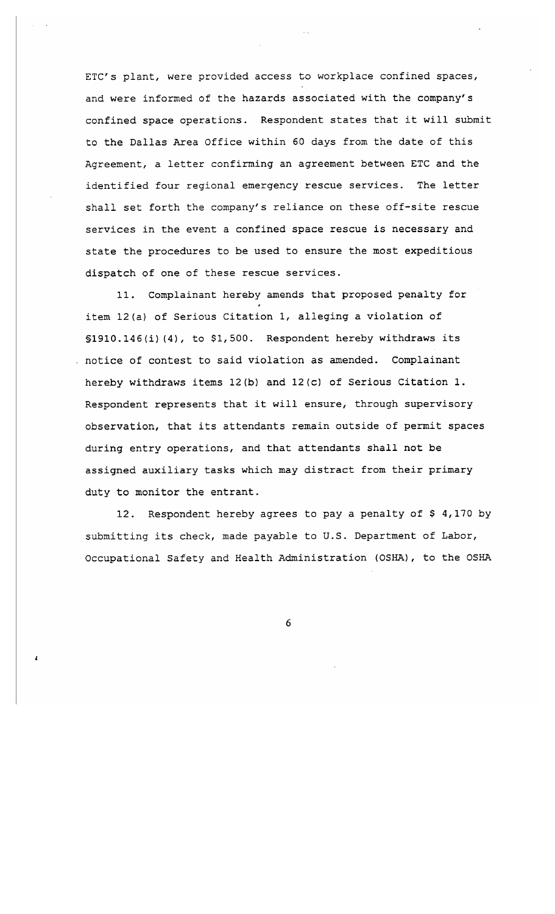ETC's plant, were provided access to workplace confined spaces, and were informed of the hazards associated with the company's confined space operations. Respondent states that it will submit to the Dallas Area Office within 60 days from the date of this Agreement, a letter confirming an agreement between ETC and the identified four regional emergency rescue services. The letter shall set forth the company's reliance on these off-site rescue services in the event a confined space rescue is necessary and state the procedures to be used to ensure the most expeditious dispatch of one of these rescue services.

11. Complainant hereby amends that proposed penalty for item 12(a) of Serious Citation 1, alleging a violation of §1910.146(i)(4), to $1,500. Respondent hereby withdraws its notice of contest to said violation as amended. Complainant hereby withdraws items 12(b) and 12(c) of Serious Citation 1. Respondent represents that it will ensure, through supervisory observation, that its attendants remain outside of permit spaces during entry operations, and that attendants shall not be assigned auxiliary tasks which may distract from their primary duty to monitor the entrant.

12. Respondent hereby agrees to pay a penalty of $ 4,170 by submitting its check, made payable to U.S. Department of Labor, Occupational Safety and Health Administration (OSHA), to the OSHA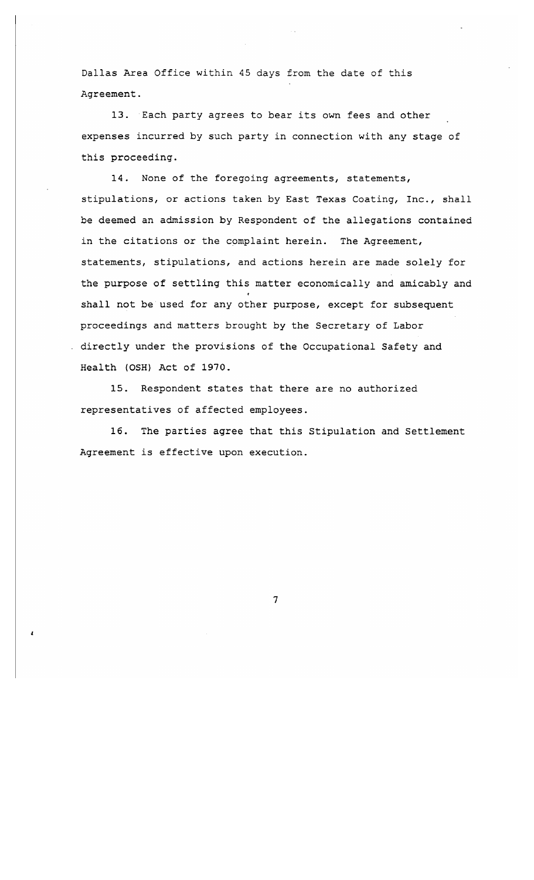Dallas Area Office within 45 days from the date of this Agreement.

13. Each party agrees to bear its own fees and other expenses incurred by such party in connection with any stage of this proceeding.

14. None of the foregoing agreements, statements, stipulations, or actions taken by East Texas Coating, Inc., shall be deemed an admission by Respondent of the allegations contained in the citations or the complaint herein. The Agreement, statements, stipulations, and actions herein are made solely for the purpose of settling this matter economically and amicably and shall not be used for any other purpose, except for subsequent proceedings and matters brought by the Secretary of Labor directly under the provisions of the Occupational Safety and Health (OSH) Act of 1970.

15. Respondent states that there are no authorized representatives of affected employees.

16. The parties agree that this Stipulation and Settlement Agreement is effective upon execution.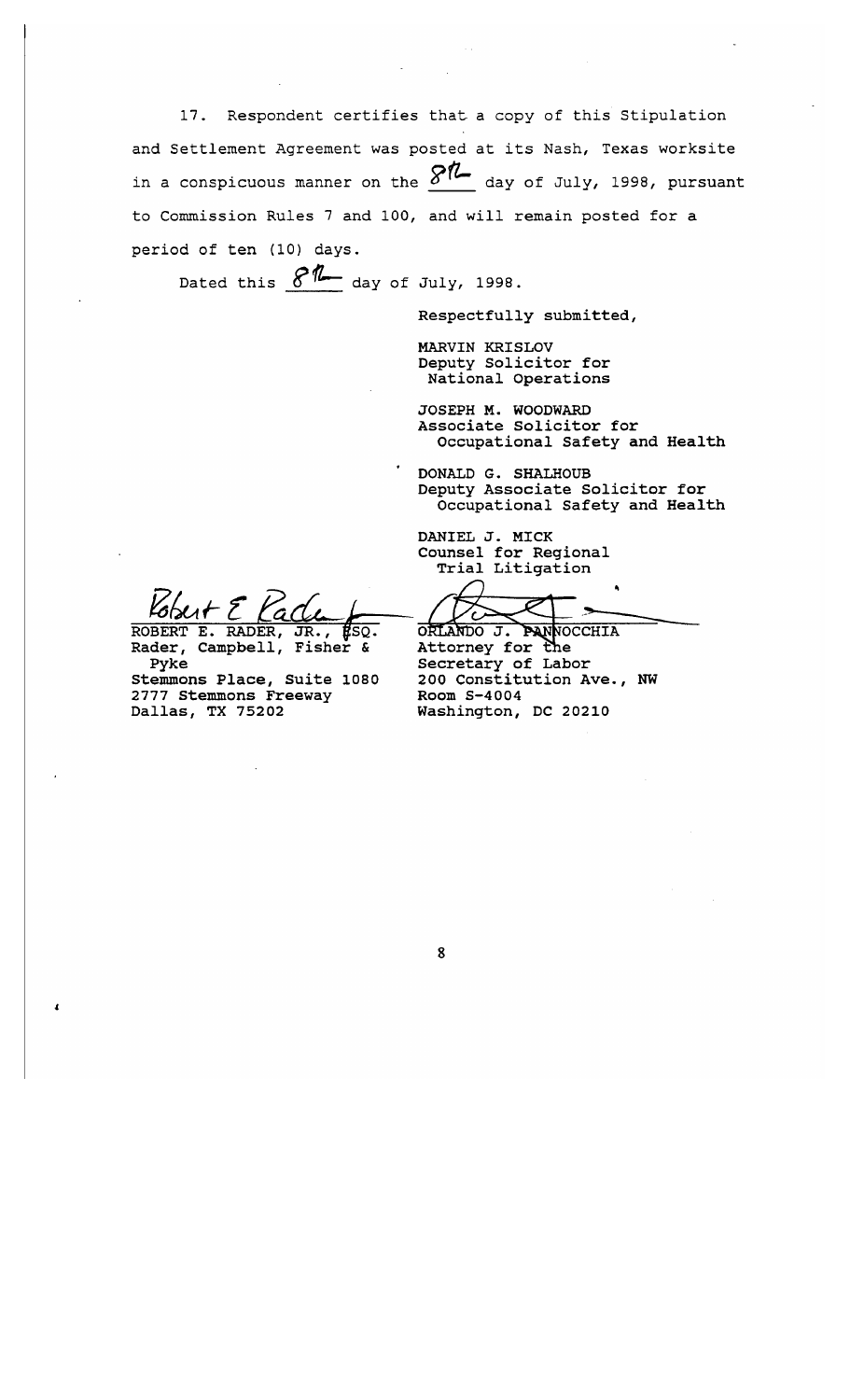17. Respondent certifies that a copy of this Stipulation and Settlement Agreement was posted at its Nash, Texas worksite in a conspicuous manner on the 8th day of July, 1998, pursuant to Commission Rules 7 and 100, and will remain posted for a period of ten (10) days.

Dated this 8th day of July, 1998.

Respectfully submitted,

MARVIN KRISLOV
Deputy Solicitor for National Operations

JOSEPH M. WOODWARD
Associate Solicitor for Occupational Safety and Health

DONALD G. SHALHOUB
Deputy Associate Solicitor for Occupational Safety and Health

DANIEL J. MICK
Counsel for Regional Trial Litigation

ROBERT E. RADER, JR., ESQ.
Rader, Campbell, Fisher & Pyke
Stemmons Place, Suite 1080
2777 Stemmons Freeway
Dallas, TX 75202

ORLANDO J. PANNOCCHIA
Attorney for the Secretary of Labor
200 Constitution Ave., NW
Room S-4004
Washington, DC 20210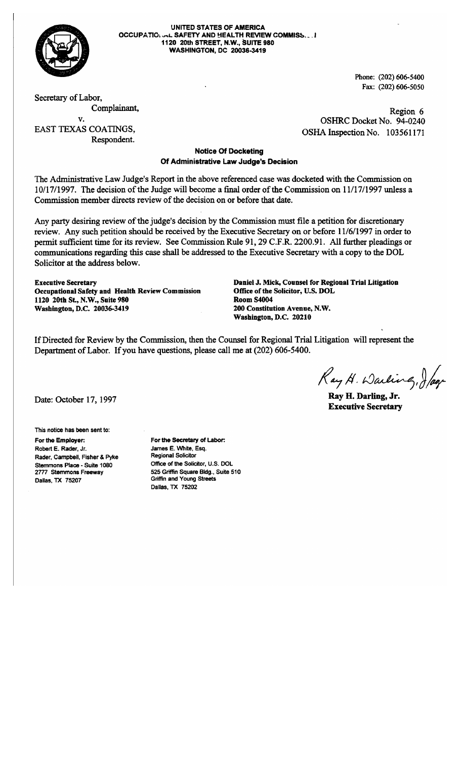**UNITED STATES OF AMERICA**
**OCCUPATIONAL SAFETY AND HEALTH REVIEW COMMISSION**
**1120 20th STREET, N.W., SUITE 980**
**WASHINGTON, DC 20036-3419**

Phone: (202) 606-5400
Fax: (202) 606-5050

Secretary of Labor,
Complainant,
v.
EAST TEXAS COATINGS,
Respondent.

Region 6
OSHRC Docket No. 94-0240
OSHA Inspection No. 103561171

**Notice Of Docketing**
**Of Administrative Law Judge's Decision**

The Administrative Law Judge's Report in the above referenced case was docketed with the Commission on 10/17/1997. The decision of the Judge will become a final order of the Commission on 11/17/1997 unless a Commission member directs review of the decision on or before that date.

Any party desiring review of the judge's decision by the Commission must file a petition for discretionary review. Any such petition should be received by the Executive Secretary on or before 11/6/1997 in order to permit sufficient time for its review. See Commission Rule 91, 29 C.F.R. 2200.91. All further pleadings or communications regarding this case shall be addressed to the Executive Secretary with a copy to the DOL Solicitor at the address below.

**Executive Secretary**
**Occupational Safety and Health Review Commission**
**1120 20th St., N.W., Suite 980**
**Washington, D.C. 20036-3419**

**Daniel J. Mick, Counsel for Regional Trial Litigation**
**Office of the Solicitor, U.S. DOL**
**Room S4004**
**200 Constitution Avenue, N.W.**
**Washington, D.C. 20210**

If Directed for Review by the Commission, then the Counsel for Regional Trial Litigation will represent the Department of Labor. If you have questions, please call me at (202) 606-5400.

Date: October 17, 1997

**Ray H. Darling, Jr.**
**Executive Secretary**

This notice has been sent to:

**For the Employer:**
Robert E. Rader, Jr.
Rader, Campbell, Fisher & Pyke
Stemmons Place - Suite 1080
2777 Stemmons Freeway
Dallas, TX 75207

**For the Secretary of Labor:**
James E. White, Esq.
Regional Solicitor
Office of the Solicitor, U.S. DOL
525 Griffin Square Bldg., Suite 510
Griffin and Young Streets
Dallas, TX 75202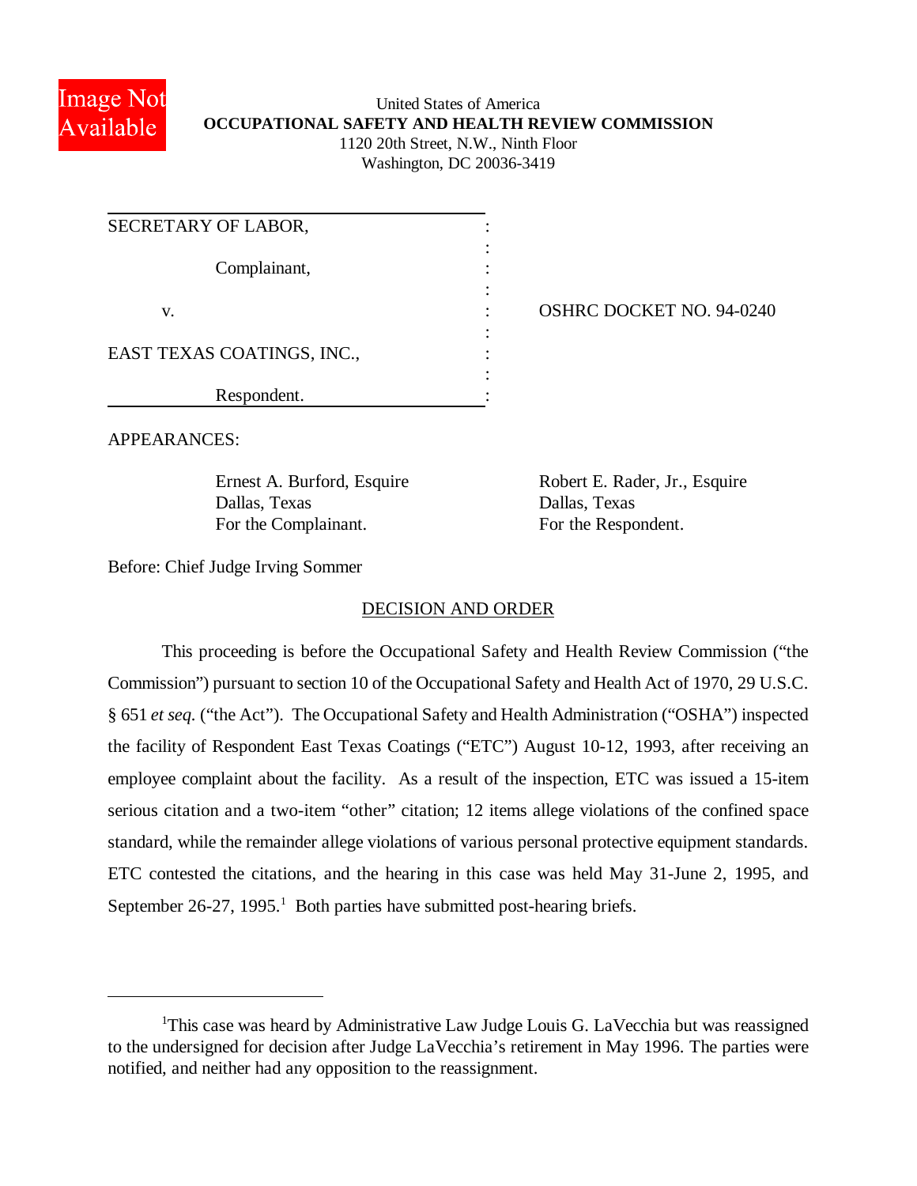United States of America
**OCCUPATIONAL SAFETY AND HEALTH REVIEW COMMISSION**
1120 20th Street, N.W., Ninth Floor
Washington, DC 20036-3419

| | |
|---|---|
| SECRETARY OF LABOR, Complainant, | |
| v. | OSHRC DOCKET NO. 94-0240 |
| EAST TEXAS COATINGS, INC., Respondent. | |

APPEARANCES:

Ernest A. Burford, Esquire
Dallas, Texas
For the Complainant.

Robert E. Rader, Jr., Esquire
Dallas, Texas
For the Respondent.

Before: Chief Judge Irving Sommer

## DECISION AND ORDER

This proceeding is before the Occupational Safety and Health Review Commission ("the Commission") pursuant to section 10 of the Occupational Safety and Health Act of 1970, 29 U.S.C. § 651 *et seq.* ("the Act"). The Occupational Safety and Health Administration ("OSHA") inspected the facility of Respondent East Texas Coatings ("ETC") August 10-12, 1993, after receiving an employee complaint about the facility. As a result of the inspection, ETC was issued a 15-item serious citation and a two-item "other" citation; 12 items allege violations of the confined space standard, while the remainder allege violations of various personal protective equipment standards. ETC contested the citations, and the hearing in this case was held May 31-June 2, 1995, and September 26-27, 1995.[1] Both parties have submitted post-hearing briefs.

[1]This case was heard by Administrative Law Judge Louis G. LaVecchia but was reassigned to the undersigned for decision after Judge LaVecchia's retirement in May 1996. The parties were notified, and neither had any opposition to the reassignment.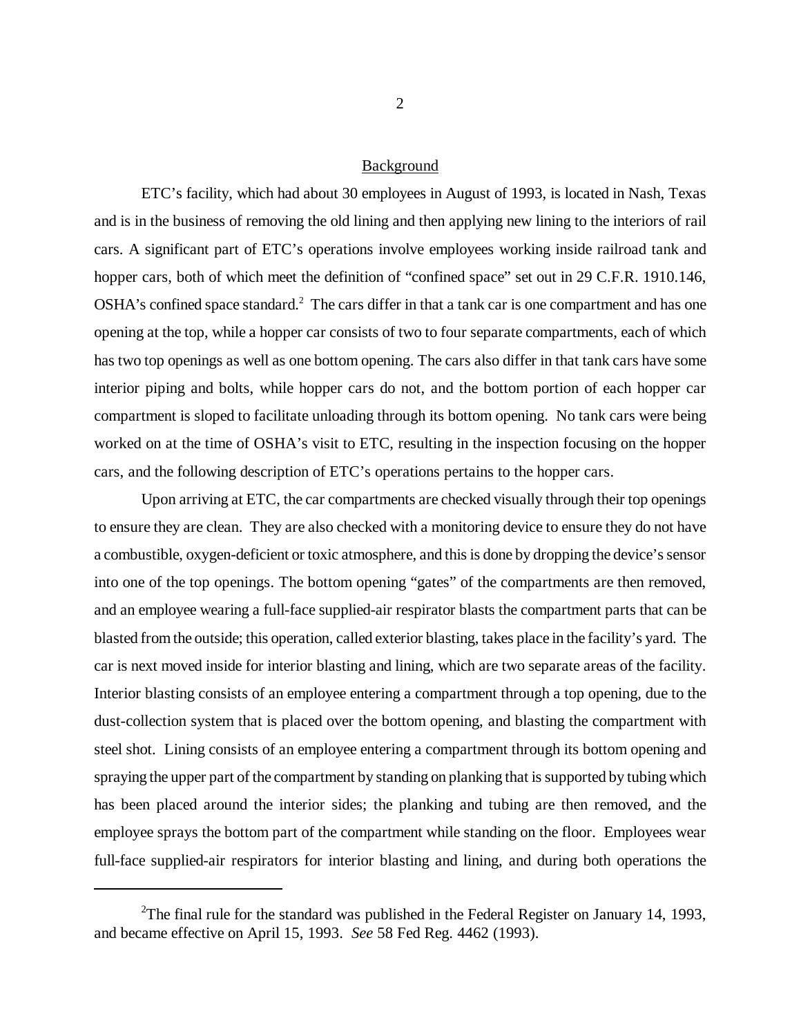## Background

ETC's facility, which had about 30 employees in August of 1993, is located in Nash, Texas and is in the business of removing the old lining and then applying new lining to the interiors of rail cars. A significant part of ETC's operations involve employees working inside railroad tank and hopper cars, both of which meet the definition of "confined space" set out in 29 C.F.R. 1910.146, OSHA's confined space standard.[2] The cars differ in that a tank car is one compartment and has one opening at the top, while a hopper car consists of two to four separate compartments, each of which has two top openings as well as one bottom opening. The cars also differ in that tank cars have some interior piping and bolts, while hopper cars do not, and the bottom portion of each hopper car compartment is sloped to facilitate unloading through its bottom opening. No tank cars were being worked on at the time of OSHA's visit to ETC, resulting in the inspection focusing on the hopper cars, and the following description of ETC's operations pertains to the hopper cars.

Upon arriving at ETC, the car compartments are checked visually through their top openings to ensure they are clean. They are also checked with a monitoring device to ensure they do not have a combustible, oxygen-deficient or toxic atmosphere, and this is done by dropping the device's sensor into one of the top openings. The bottom opening "gates" of the compartments are then removed, and an employee wearing a full-face supplied-air respirator blasts the compartment parts that can be blasted from the outside; this operation, called exterior blasting, takes place in the facility's yard. The car is next moved inside for interior blasting and lining, which are two separate areas of the facility. Interior blasting consists of an employee entering a compartment through a top opening, due to the dust-collection system that is placed over the bottom opening, and blasting the compartment with steel shot. Lining consists of an employee entering a compartment through its bottom opening and spraying the upper part of the compartment by standing on planking that is supported by tubing which has been placed around the interior sides; the planking and tubing are then removed, and the employee sprays the bottom part of the compartment while standing on the floor. Employees wear full-face supplied-air respirators for interior blasting and lining, and during both operations the

---

[2] The final rule for the standard was published in the Federal Register on January 14, 1993, and became effective on April 15, 1993. *See* 58 Fed Reg. 4462 (1993).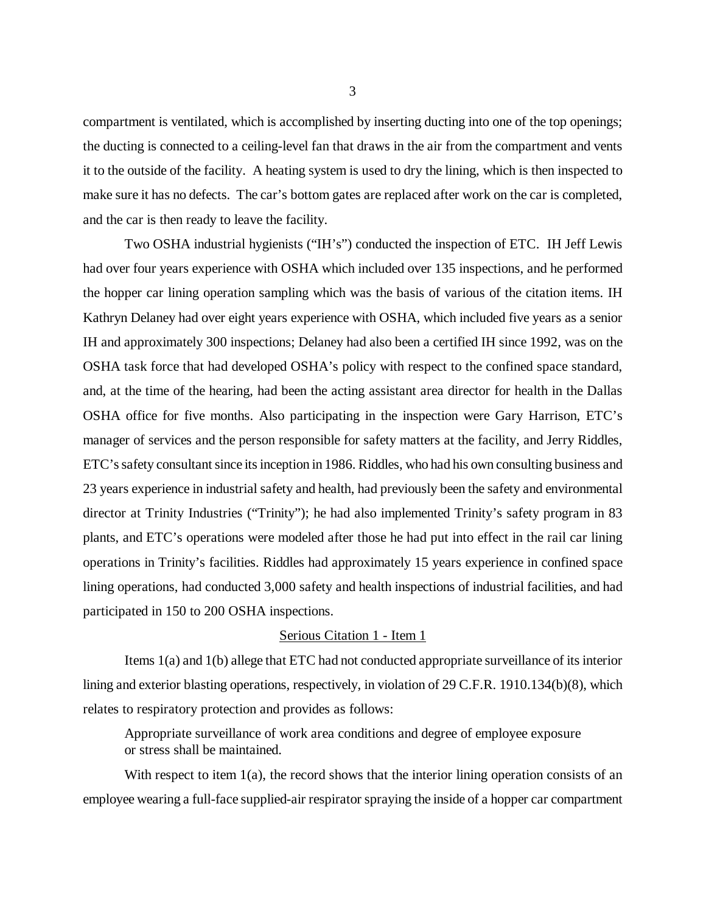compartment is ventilated, which is accomplished by inserting ducting into one of the top openings; the ducting is connected to a ceiling-level fan that draws in the air from the compartment and vents it to the outside of the facility. A heating system is used to dry the lining, which is then inspected to make sure it has no defects. The car's bottom gates are replaced after work on the car is completed, and the car is then ready to leave the facility.

Two OSHA industrial hygienists ("IH's") conducted the inspection of ETC. IH Jeff Lewis had over four years experience with OSHA which included over 135 inspections, and he performed the hopper car lining operation sampling which was the basis of various of the citation items. IH Kathryn Delaney had over eight years experience with OSHA, which included five years as a senior IH and approximately 300 inspections; Delaney had also been a certified IH since 1992, was on the OSHA task force that had developed OSHA's policy with respect to the confined space standard, and, at the time of the hearing, had been the acting assistant area director for health in the Dallas OSHA office for five months. Also participating in the inspection were Gary Harrison, ETC's manager of services and the person responsible for safety matters at the facility, and Jerry Riddles, ETC's safety consultant since its inception in 1986. Riddles, who had his own consulting business and 23 years experience in industrial safety and health, had previously been the safety and environmental director at Trinity Industries ("Trinity"); he had also implemented Trinity's safety program in 83 plants, and ETC's operations were modeled after those he had put into effect in the rail car lining operations in Trinity's facilities. Riddles had approximately 15 years experience in confined space lining operations, had conducted 3,000 safety and health inspections of industrial facilities, and had participated in 150 to 200 OSHA inspections.

## Serious Citation 1 - Item 1

Items 1(a) and 1(b) allege that ETC had not conducted appropriate surveillance of its interior lining and exterior blasting operations, respectively, in violation of 29 C.F.R. 1910.134(b)(8), which relates to respiratory protection and provides as follows:

> Appropriate surveillance of work area conditions and degree of employee exposure or stress shall be maintained.

With respect to item 1(a), the record shows that the interior lining operation consists of an employee wearing a full-face supplied-air respirator spraying the inside of a hopper car compartment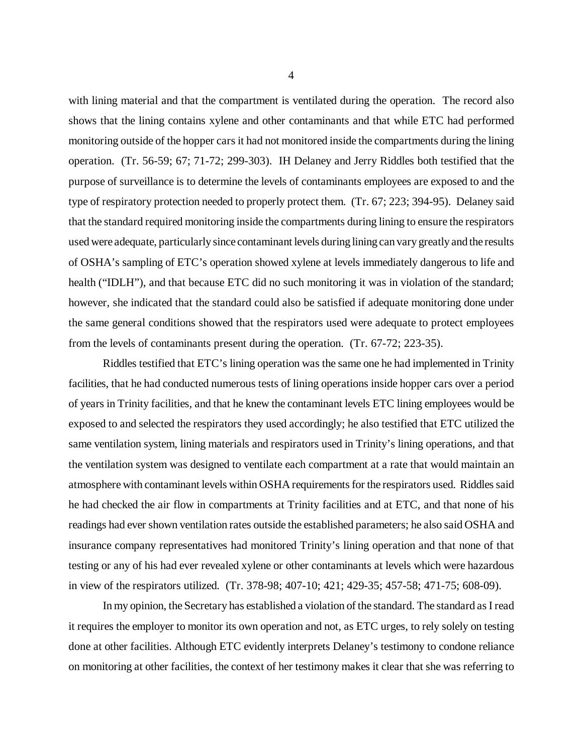with lining material and that the compartment is ventilated during the operation. The record also shows that the lining contains xylene and other contaminants and that while ETC had performed monitoring outside of the hopper cars it had not monitored inside the compartments during the lining operation. (Tr. 56-59; 67; 71-72; 299-303). IH Delaney and Jerry Riddles both testified that the purpose of surveillance is to determine the levels of contaminants employees are exposed to and the type of respiratory protection needed to properly protect them. (Tr. 67; 223; 394-95). Delaney said that the standard required monitoring inside the compartments during lining to ensure the respirators used were adequate, particularly since contaminant levels during lining can vary greatly and the results of OSHA's sampling of ETC's operation showed xylene at levels immediately dangerous to life and health ("IDLH"), and that because ETC did no such monitoring it was in violation of the standard; however, she indicated that the standard could also be satisfied if adequate monitoring done under the same general conditions showed that the respirators used were adequate to protect employees from the levels of contaminants present during the operation. (Tr. 67-72; 223-35).

Riddles testified that ETC's lining operation was the same one he had implemented in Trinity facilities, that he had conducted numerous tests of lining operations inside hopper cars over a period of years in Trinity facilities, and that he knew the contaminant levels ETC lining employees would be exposed to and selected the respirators they used accordingly; he also testified that ETC utilized the same ventilation system, lining materials and respirators used in Trinity's lining operations, and that the ventilation system was designed to ventilate each compartment at a rate that would maintain an atmosphere with contaminant levels within OSHA requirements for the respirators used. Riddles said he had checked the air flow in compartments at Trinity facilities and at ETC, and that none of his readings had ever shown ventilation rates outside the established parameters; he also said OSHA and insurance company representatives had monitored Trinity's lining operation and that none of that testing or any of his had ever revealed xylene or other contaminants at levels which were hazardous in view of the respirators utilized. (Tr. 378-98; 407-10; 421; 429-35; 457-58; 471-75; 608-09).

In my opinion, the Secretary has established a violation of the standard. The standard as I read it requires the employer to monitor its own operation and not, as ETC urges, to rely solely on testing done at other facilities. Although ETC evidently interprets Delaney's testimony to condone reliance on monitoring at other facilities, the context of her testimony makes it clear that she was referring to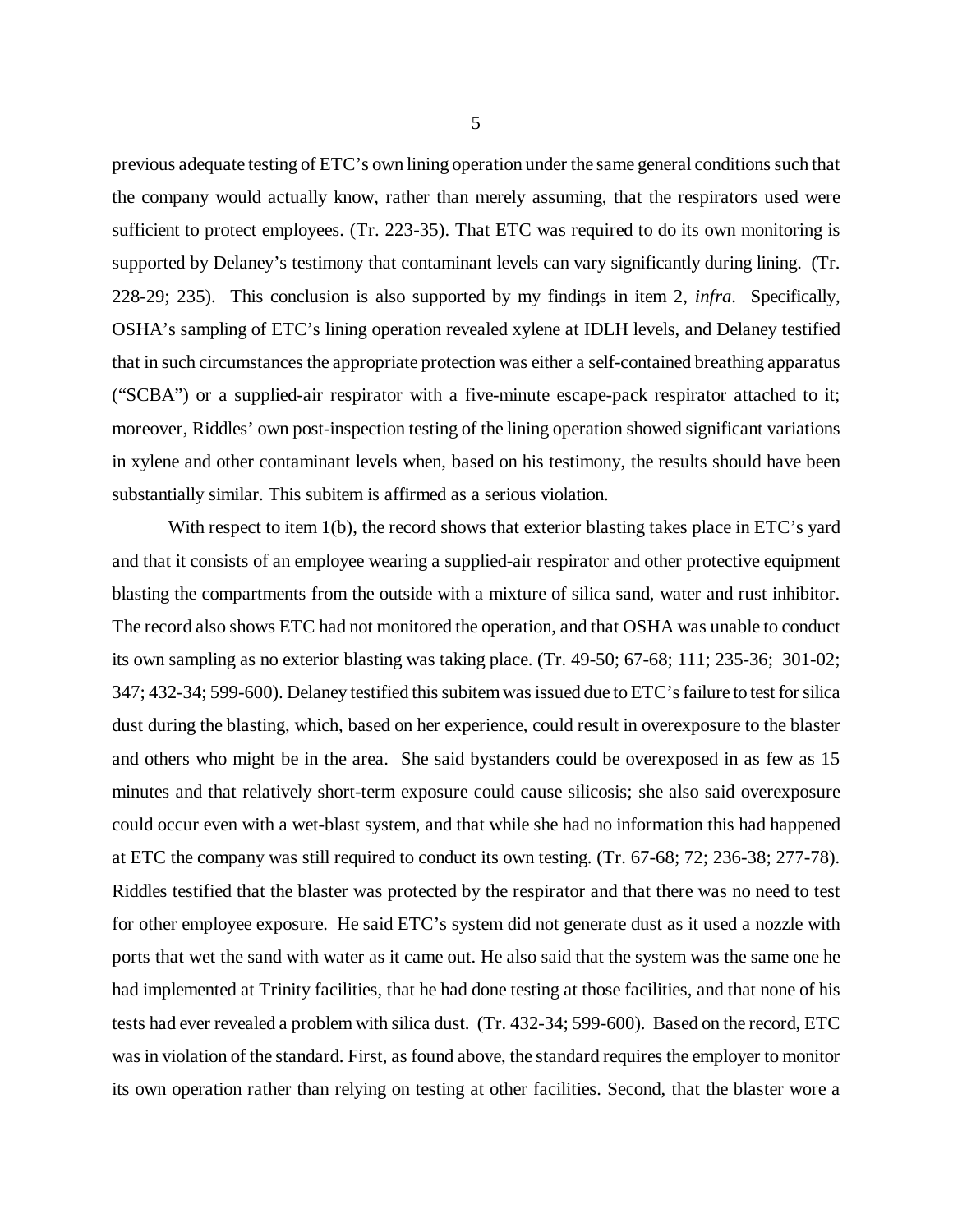previous adequate testing of ETC's own lining operation under the same general conditions such that the company would actually know, rather than merely assuming, that the respirators used were sufficient to protect employees. (Tr. 223-35). That ETC was required to do its own monitoring is supported by Delaney's testimony that contaminant levels can vary significantly during lining. (Tr. 228-29; 235). This conclusion is also supported by my findings in item 2, *infra*. Specifically, OSHA's sampling of ETC's lining operation revealed xylene at IDLH levels, and Delaney testified that in such circumstances the appropriate protection was either a self-contained breathing apparatus ("SCBA") or a supplied-air respirator with a five-minute escape-pack respirator attached to it; moreover, Riddles' own post-inspection testing of the lining operation showed significant variations in xylene and other contaminant levels when, based on his testimony, the results should have been substantially similar. This subitem is affirmed as a serious violation.

With respect to item 1(b), the record shows that exterior blasting takes place in ETC's yard and that it consists of an employee wearing a supplied-air respirator and other protective equipment blasting the compartments from the outside with a mixture of silica sand, water and rust inhibitor. The record also shows ETC had not monitored the operation, and that OSHA was unable to conduct its own sampling as no exterior blasting was taking place. (Tr. 49-50; 67-68; 111; 235-36; 301-02; 347; 432-34; 599-600). Delaney testified this subitem was issued due to ETC's failure to test for silica dust during the blasting, which, based on her experience, could result in overexposure to the blaster and others who might be in the area. She said bystanders could be overexposed in as few as 15 minutes and that relatively short-term exposure could cause silicosis; she also said overexposure could occur even with a wet-blast system, and that while she had no information this had happened at ETC the company was still required to conduct its own testing. (Tr. 67-68; 72; 236-38; 277-78). Riddles testified that the blaster was protected by the respirator and that there was no need to test for other employee exposure. He said ETC's system did not generate dust as it used a nozzle with ports that wet the sand with water as it came out. He also said that the system was the same one he had implemented at Trinity facilities, that he had done testing at those facilities, and that none of his tests had ever revealed a problem with silica dust. (Tr. 432-34; 599-600). Based on the record, ETC was in violation of the standard. First, as found above, the standard requires the employer to monitor its own operation rather than relying on testing at other facilities. Second, that the blaster wore a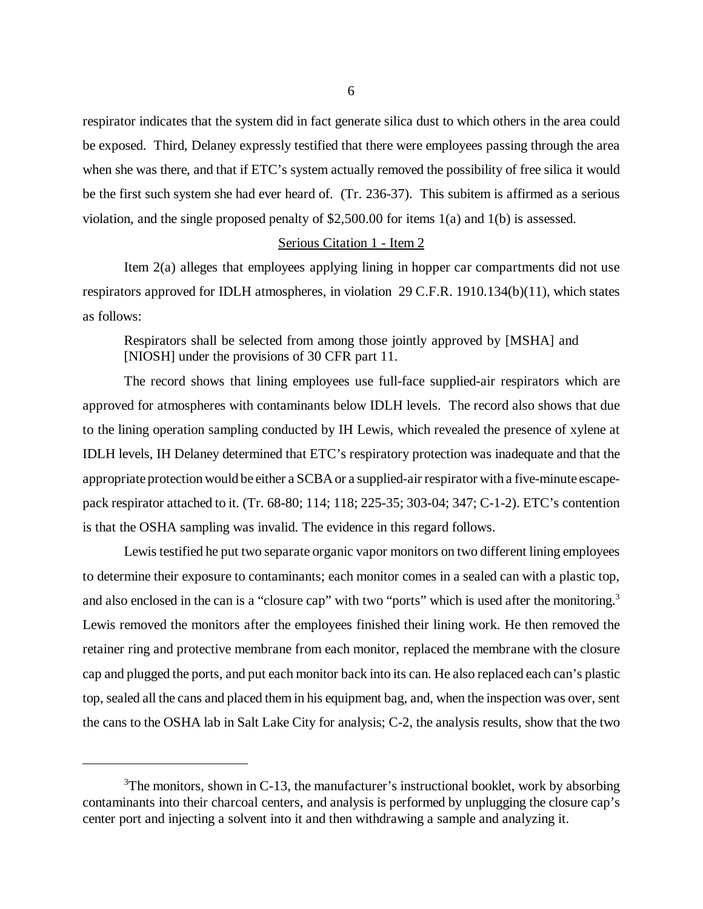respirator indicates that the system did in fact generate silica dust to which others in the area could be exposed. Third, Delaney expressly testified that there were employees passing through the area when she was there, and that if ETC's system actually removed the possibility of free silica it would be the first such system she had ever heard of. (Tr. 236-37). This subitem is affirmed as a serious violation, and the single proposed penalty of $2,500.00 for items 1(a) and 1(b) is assessed.

Serious Citation 1 - Item 2

Item 2(a) alleges that employees applying lining in hopper car compartments did not use respirators approved for IDLH atmospheres, in violation 29 C.F.R. 1910.134(b)(11), which states as follows:

> Respirators shall be selected from among those jointly approved by [MSHA] and [NIOSH] under the provisions of 30 CFR part 11.

The record shows that lining employees use full-face supplied-air respirators which are approved for atmospheres with contaminants below IDLH levels. The record also shows that due to the lining operation sampling conducted by IH Lewis, which revealed the presence of xylene at IDLH levels, IH Delaney determined that ETC's respiratory protection was inadequate and that the appropriate protection would be either a SCBA or a supplied-air respirator with a five-minute escape-pack respirator attached to it. (Tr. 68-80; 114; 118; 225-35; 303-04; 347; C-1-2). ETC's contention is that the OSHA sampling was invalid. The evidence in this regard follows.

Lewis testified he put two separate organic vapor monitors on two different lining employees to determine their exposure to contaminants; each monitor comes in a sealed can with a plastic top, and also enclosed in the can is a "closure cap" with two "ports" which is used after the monitoring.[3] Lewis removed the monitors after the employees finished their lining work. He then removed the retainer ring and protective membrane from each monitor, replaced the membrane with the closure cap and plugged the ports, and put each monitor back into its can. He also replaced each can's plastic top, sealed all the cans and placed them in his equipment bag, and, when the inspection was over, sent the cans to the OSHA lab in Salt Lake City for analysis; C-2, the analysis results, show that the two

---

[3]The monitors, shown in C-13, the manufacturer's instructional booklet, work by absorbing contaminants into their charcoal centers, and analysis is performed by unplugging the closure cap's center port and injecting a solvent into it and then withdrawing a sample and analyzing it.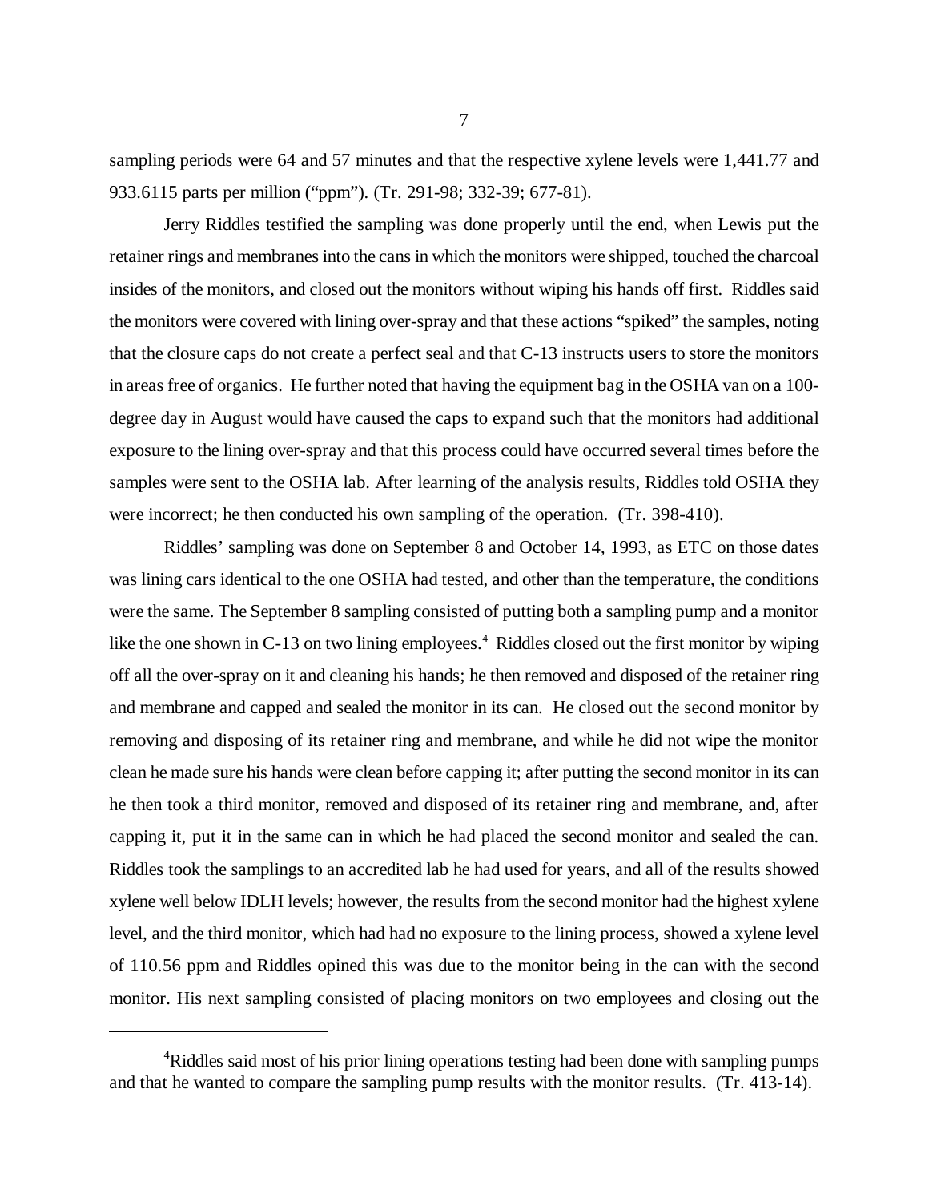sampling periods were 64 and 57 minutes and that the respective xylene levels were 1,441.77 and 933.6115 parts per million ("ppm"). (Tr. 291-98; 332-39; 677-81).

Jerry Riddles testified the sampling was done properly until the end, when Lewis put the retainer rings and membranes into the cans in which the monitors were shipped, touched the charcoal insides of the monitors, and closed out the monitors without wiping his hands off first. Riddles said the monitors were covered with lining over-spray and that these actions "spiked" the samples, noting that the closure caps do not create a perfect seal and that C-13 instructs users to store the monitors in areas free of organics. He further noted that having the equipment bag in the OSHA van on a 100-degree day in August would have caused the caps to expand such that the monitors had additional exposure to the lining over-spray and that this process could have occurred several times before the samples were sent to the OSHA lab. After learning of the analysis results, Riddles told OSHA they were incorrect; he then conducted his own sampling of the operation. (Tr. 398-410).

Riddles' sampling was done on September 8 and October 14, 1993, as ETC on those dates was lining cars identical to the one OSHA had tested, and other than the temperature, the conditions were the same. The September 8 sampling consisted of putting both a sampling pump and a monitor like the one shown in C-13 on two lining employees.[4] Riddles closed out the first monitor by wiping off all the over-spray on it and cleaning his hands; he then removed and disposed of the retainer ring and membrane and capped and sealed the monitor in its can. He closed out the second monitor by removing and disposing of its retainer ring and membrane, and while he did not wipe the monitor clean he made sure his hands were clean before capping it; after putting the second monitor in its can he then took a third monitor, removed and disposed of its retainer ring and membrane, and, after capping it, put it in the same can in which he had placed the second monitor and sealed the can. Riddles took the samplings to an accredited lab he had used for years, and all of the results showed xylene well below IDLH levels; however, the results from the second monitor had the highest xylene level, and the third monitor, which had had no exposure to the lining process, showed a xylene level of 110.56 ppm and Riddles opined this was due to the monitor being in the can with the second monitor. His next sampling consisted of placing monitors on two employees and closing out the

---

[4]Riddles said most of his prior lining operations testing had been done with sampling pumps and that he wanted to compare the sampling pump results with the monitor results. (Tr. 413-14).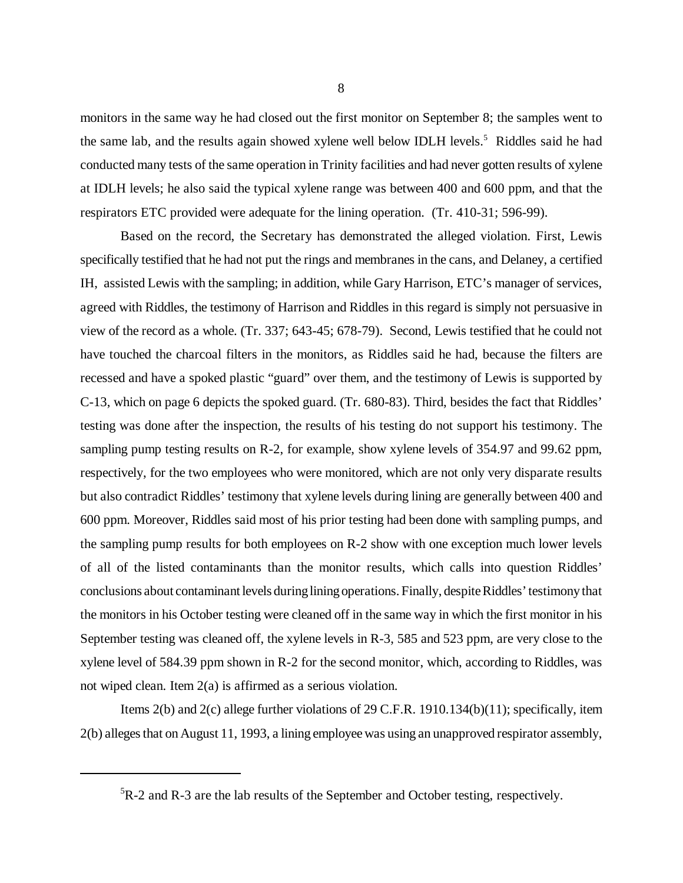monitors in the same way he had closed out the first monitor on September 8; the samples went to the same lab, and the results again showed xylene well below IDLH levels.[5] Riddles said he had conducted many tests of the same operation in Trinity facilities and had never gotten results of xylene at IDLH levels; he also said the typical xylene range was between 400 and 600 ppm, and that the respirators ETC provided were adequate for the lining operation. (Tr. 410-31; 596-99).

Based on the record, the Secretary has demonstrated the alleged violation. First, Lewis specifically testified that he had not put the rings and membranes in the cans, and Delaney, a certified IH, assisted Lewis with the sampling; in addition, while Gary Harrison, ETC's manager of services, agreed with Riddles, the testimony of Harrison and Riddles in this regard is simply not persuasive in view of the record as a whole. (Tr. 337; 643-45; 678-79). Second, Lewis testified that he could not have touched the charcoal filters in the monitors, as Riddles said he had, because the filters are recessed and have a spoked plastic "guard" over them, and the testimony of Lewis is supported by C-13, which on page 6 depicts the spoked guard. (Tr. 680-83). Third, besides the fact that Riddles' testing was done after the inspection, the results of his testing do not support his testimony. The sampling pump testing results on R-2, for example, show xylene levels of 354.97 and 99.62 ppm, respectively, for the two employees who were monitored, which are not only very disparate results but also contradict Riddles' testimony that xylene levels during lining are generally between 400 and 600 ppm. Moreover, Riddles said most of his prior testing had been done with sampling pumps, and the sampling pump results for both employees on R-2 show with one exception much lower levels of all of the listed contaminants than the monitor results, which calls into question Riddles' conclusions about contaminant levels during lining operations. Finally, despite Riddles' testimony that the monitors in his October testing were cleaned off in the same way in which the first monitor in his September testing was cleaned off, the xylene levels in R-3, 585 and 523 ppm, are very close to the xylene level of 584.39 ppm shown in R-2 for the second monitor, which, according to Riddles, was not wiped clean. Item 2(a) is affirmed as a serious violation.

Items 2(b) and 2(c) allege further violations of 29 C.F.R. 1910.134(b)(11); specifically, item 2(b) alleges that on August 11, 1993, a lining employee was using an unapproved respirator assembly,

---

[5] R-2 and R-3 are the lab results of the September and October testing, respectively.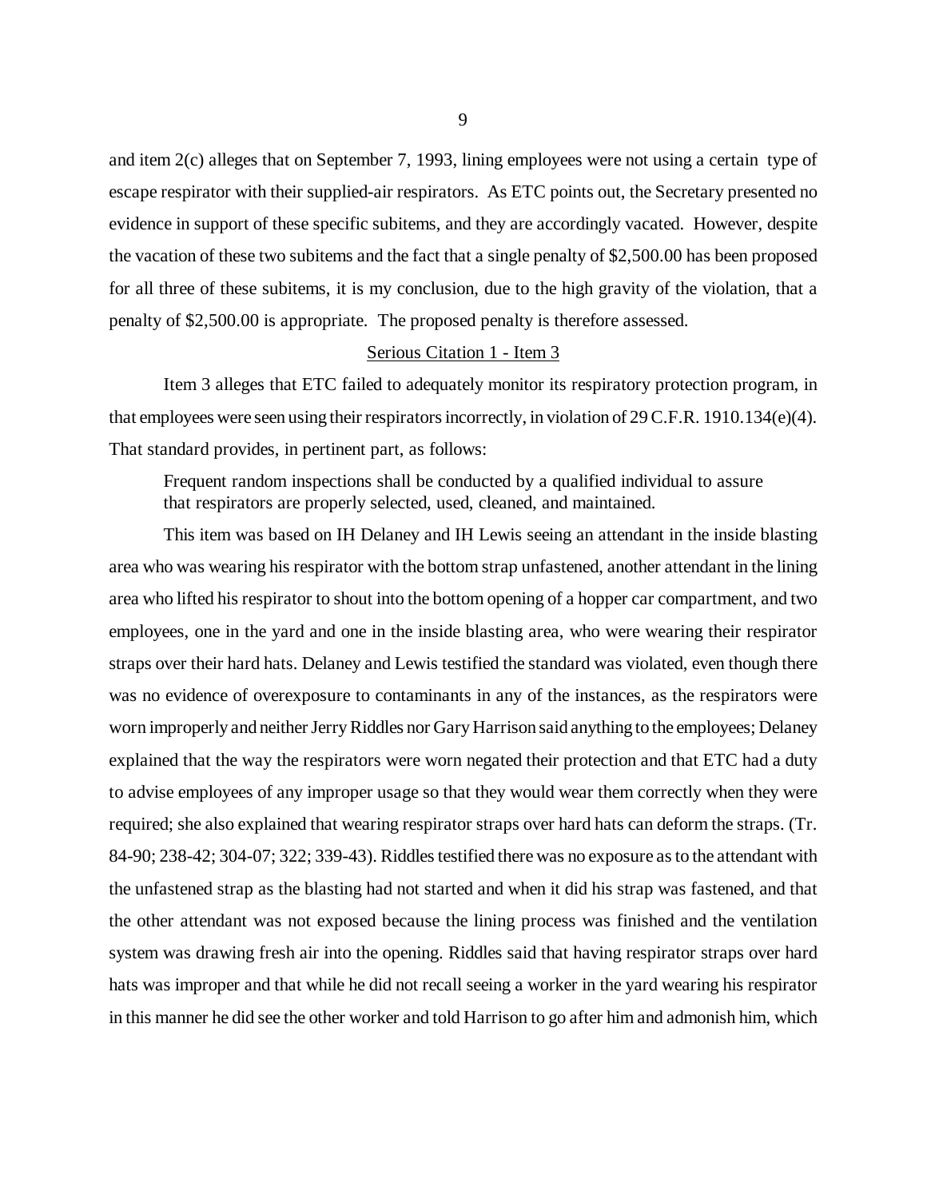and item 2(c) alleges that on September 7, 1993, lining employees were not using a certain type of escape respirator with their supplied-air respirators. As ETC points out, the Secretary presented no evidence in support of these specific subitems, and they are accordingly vacated. However, despite the vacation of these two subitems and the fact that a single penalty of $2,500.00 has been proposed for all three of these subitems, it is my conclusion, due to the high gravity of the violation, that a penalty of $2,500.00 is appropriate. The proposed penalty is therefore assessed.

<u>Serious Citation 1 - Item 3</u>

Item 3 alleges that ETC failed to adequately monitor its respiratory protection program, in that employees were seen using their respirators incorrectly, in violation of 29 C.F.R. 1910.134(e)(4). That standard provides, in pertinent part, as follows:

> Frequent random inspections shall be conducted by a qualified individual to assure that respirators are properly selected, used, cleaned, and maintained.

This item was based on IH Delaney and IH Lewis seeing an attendant in the inside blasting area who was wearing his respirator with the bottom strap unfastened, another attendant in the lining area who lifted his respirator to shout into the bottom opening of a hopper car compartment, and two employees, one in the yard and one in the inside blasting area, who were wearing their respirator straps over their hard hats. Delaney and Lewis testified the standard was violated, even though there was no evidence of overexposure to contaminants in any of the instances, as the respirators were worn improperly and neither Jerry Riddles nor Gary Harrison said anything to the employees; Delaney explained that the way the respirators were worn negated their protection and that ETC had a duty to advise employees of any improper usage so that they would wear them correctly when they were required; she also explained that wearing respirator straps over hard hats can deform the straps. (Tr. 84-90; 238-42; 304-07; 322; 339-43). Riddles testified there was no exposure as to the attendant with the unfastened strap as the blasting had not started and when it did his strap was fastened, and that the other attendant was not exposed because the lining process was finished and the ventilation system was drawing fresh air into the opening. Riddles said that having respirator straps over hard hats was improper and that while he did not recall seeing a worker in the yard wearing his respirator in this manner he did see the other worker and told Harrison to go after him and admonish him, which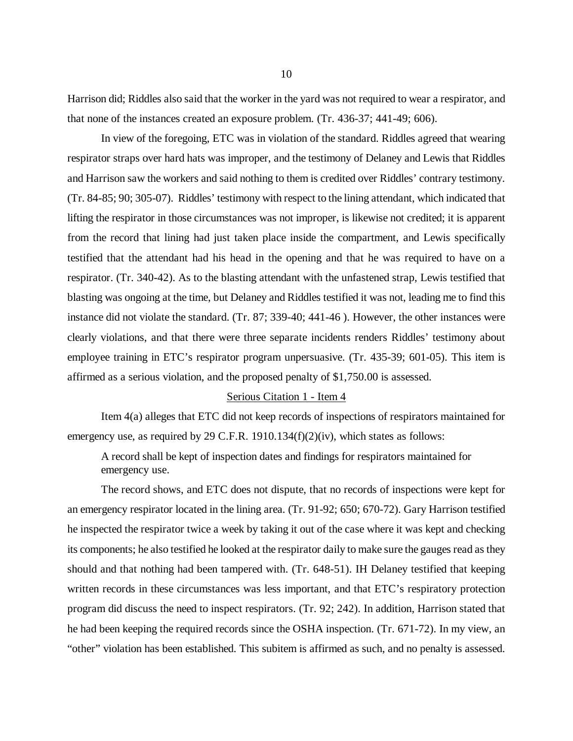Harrison did; Riddles also said that the worker in the yard was not required to wear a respirator, and that none of the instances created an exposure problem. (Tr. 436-37; 441-49; 606).

In view of the foregoing, ETC was in violation of the standard. Riddles agreed that wearing respirator straps over hard hats was improper, and the testimony of Delaney and Lewis that Riddles and Harrison saw the workers and said nothing to them is credited over Riddles' contrary testimony. (Tr. 84-85; 90; 305-07). Riddles' testimony with respect to the lining attendant, which indicated that lifting the respirator in those circumstances was not improper, is likewise not credited; it is apparent from the record that lining had just taken place inside the compartment, and Lewis specifically testified that the attendant had his head in the opening and that he was required to have on a respirator. (Tr. 340-42). As to the blasting attendant with the unfastened strap, Lewis testified that blasting was ongoing at the time, but Delaney and Riddles testified it was not, leading me to find this instance did not violate the standard. (Tr. 87; 339-40; 441-46 ). However, the other instances were clearly violations, and that there were three separate incidents renders Riddles' testimony about employee training in ETC's respirator program unpersuasive. (Tr. 435-39; 601-05). This item is affirmed as a serious violation, and the proposed penalty of $1,750.00 is assessed.

## Serious Citation 1 - Item 4

Item 4(a) alleges that ETC did not keep records of inspections of respirators maintained for emergency use, as required by 29 C.F.R. 1910.134(f)(2)(iv), which states as follows:

> A record shall be kept of inspection dates and findings for respirators maintained for emergency use.

The record shows, and ETC does not dispute, that no records of inspections were kept for an emergency respirator located in the lining area. (Tr. 91-92; 650; 670-72). Gary Harrison testified he inspected the respirator twice a week by taking it out of the case where it was kept and checking its components; he also testified he looked at the respirator daily to make sure the gauges read as they should and that nothing had been tampered with. (Tr. 648-51). IH Delaney testified that keeping written records in these circumstances was less important, and that ETC's respiratory protection program did discuss the need to inspect respirators. (Tr. 92; 242). In addition, Harrison stated that he had been keeping the required records since the OSHA inspection. (Tr. 671-72). In my view, an "other" violation has been established. This subitem is affirmed as such, and no penalty is assessed.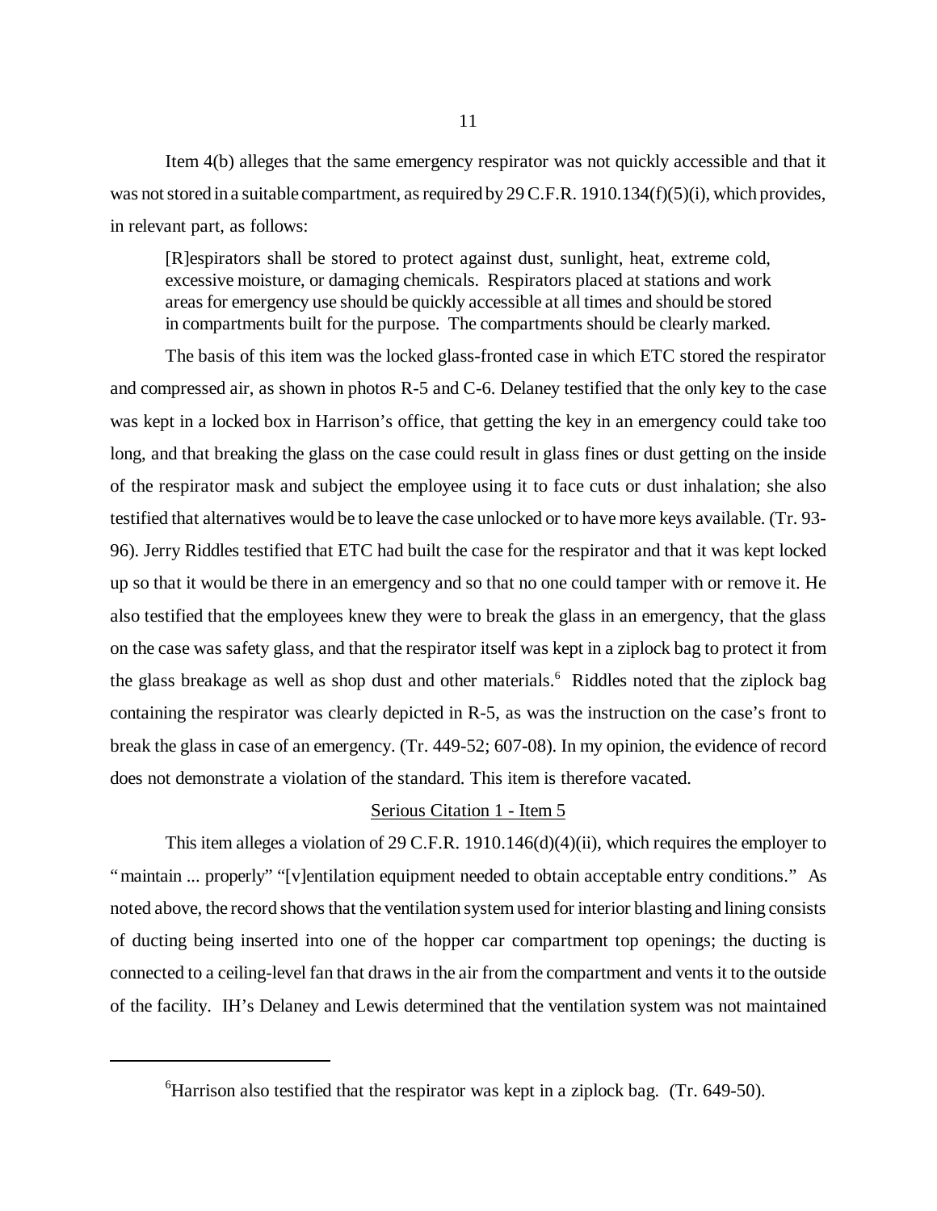Item 4(b) alleges that the same emergency respirator was not quickly accessible and that it was not stored in a suitable compartment, as required by 29 C.F.R. 1910.134(f)(5)(i), which provides, in relevant part, as follows:

> [R]espirators shall be stored to protect against dust, sunlight, heat, extreme cold, excessive moisture, or damaging chemicals. Respirators placed at stations and work areas for emergency use should be quickly accessible at all times and should be stored in compartments built for the purpose. The compartments should be clearly marked.

The basis of this item was the locked glass-fronted case in which ETC stored the respirator and compressed air, as shown in photos R-5 and C-6. Delaney testified that the only key to the case was kept in a locked box in Harrison's office, that getting the key in an emergency could take too long, and that breaking the glass on the case could result in glass fines or dust getting on the inside of the respirator mask and subject the employee using it to face cuts or dust inhalation; she also testified that alternatives would be to leave the case unlocked or to have more keys available. (Tr. 93-96). Jerry Riddles testified that ETC had built the case for the respirator and that it was kept locked up so that it would be there in an emergency and so that no one could tamper with or remove it. He also testified that the employees knew they were to break the glass in an emergency, that the glass on the case was safety glass, and that the respirator itself was kept in a ziplock bag to protect it from the glass breakage as well as shop dust and other materials.[6] Riddles noted that the ziplock bag containing the respirator was clearly depicted in R-5, as was the instruction on the case's front to break the glass in case of an emergency. (Tr. 449-52; 607-08). In my opinion, the evidence of record does not demonstrate a violation of the standard. This item is therefore vacated.

## Serious Citation 1 - Item 5

This item alleges a violation of 29 C.F.R. 1910.146(d)(4)(ii), which requires the employer to "maintain ... properly" "[v]entilation equipment needed to obtain acceptable entry conditions." As noted above, the record shows that the ventilation system used for interior blasting and lining consists of ducting being inserted into one of the hopper car compartment top openings; the ducting is connected to a ceiling-level fan that draws in the air from the compartment and vents it to the outside of the facility. IH's Delaney and Lewis determined that the ventilation system was not maintained

---

[6] Harrison also testified that the respirator was kept in a ziplock bag. (Tr. 649-50).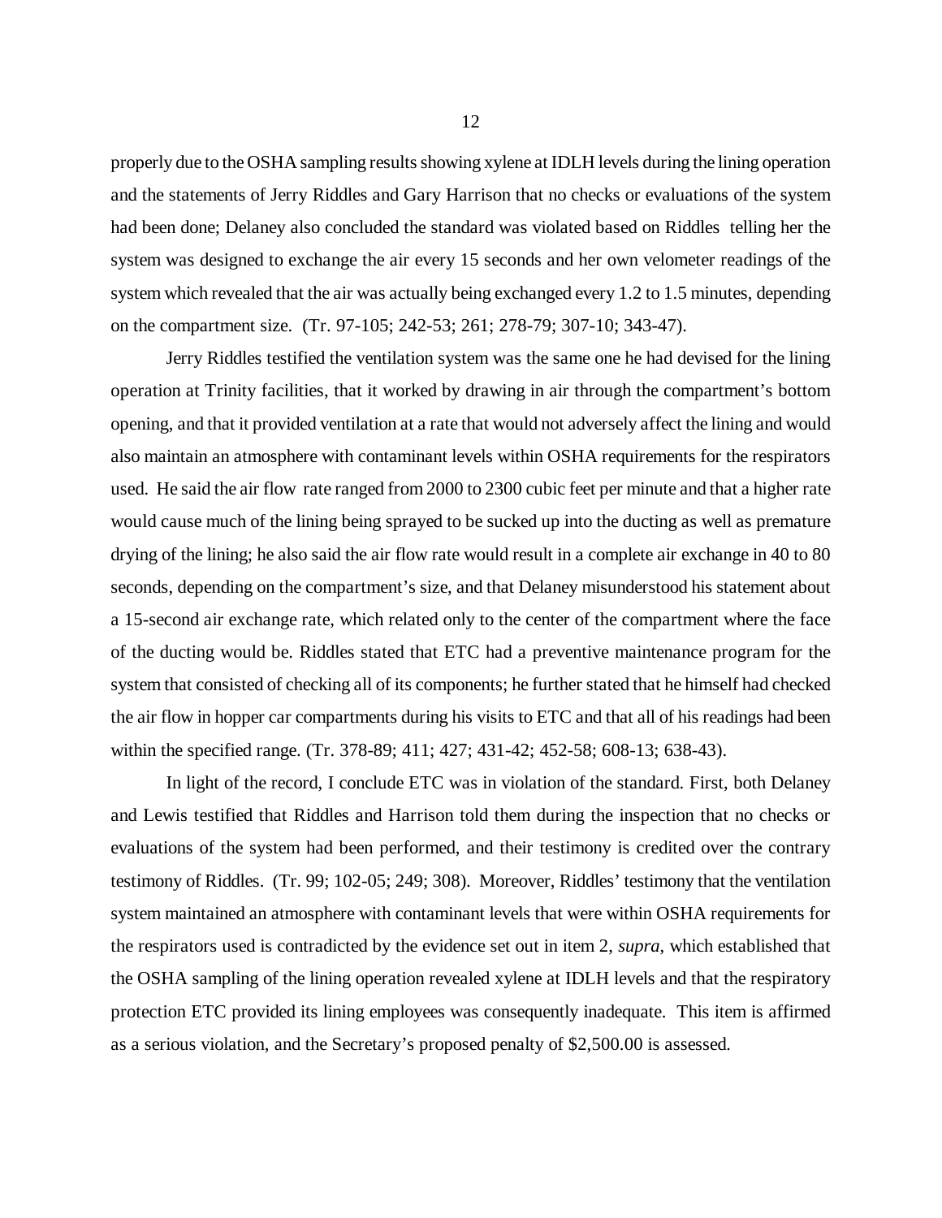properly due to the OSHA sampling results showing xylene at IDLH levels during the lining operation and the statements of Jerry Riddles and Gary Harrison that no checks or evaluations of the system had been done; Delaney also concluded the standard was violated based on Riddles telling her the system was designed to exchange the air every 15 seconds and her own velometer readings of the system which revealed that the air was actually being exchanged every 1.2 to 1.5 minutes, depending on the compartment size. (Tr. 97-105; 242-53; 261; 278-79; 307-10; 343-47).

Jerry Riddles testified the ventilation system was the same one he had devised for the lining operation at Trinity facilities, that it worked by drawing in air through the compartment's bottom opening, and that it provided ventilation at a rate that would not adversely affect the lining and would also maintain an atmosphere with contaminant levels within OSHA requirements for the respirators used. He said the air flow rate ranged from 2000 to 2300 cubic feet per minute and that a higher rate would cause much of the lining being sprayed to be sucked up into the ducting as well as premature drying of the lining; he also said the air flow rate would result in a complete air exchange in 40 to 80 seconds, depending on the compartment's size, and that Delaney misunderstood his statement about a 15-second air exchange rate, which related only to the center of the compartment where the face of the ducting would be. Riddles stated that ETC had a preventive maintenance program for the system that consisted of checking all of its components; he further stated that he himself had checked the air flow in hopper car compartments during his visits to ETC and that all of his readings had been within the specified range. (Tr. 378-89; 411; 427; 431-42; 452-58; 608-13; 638-43).

In light of the record, I conclude ETC was in violation of the standard. First, both Delaney and Lewis testified that Riddles and Harrison told them during the inspection that no checks or evaluations of the system had been performed, and their testimony is credited over the contrary testimony of Riddles. (Tr. 99; 102-05; 249; 308). Moreover, Riddles' testimony that the ventilation system maintained an atmosphere with contaminant levels that were within OSHA requirements for the respirators used is contradicted by the evidence set out in item 2, *supra*, which established that the OSHA sampling of the lining operation revealed xylene at IDLH levels and that the respiratory protection ETC provided its lining employees was consequently inadequate. This item is affirmed as a serious violation, and the Secretary's proposed penalty of $2,500.00 is assessed.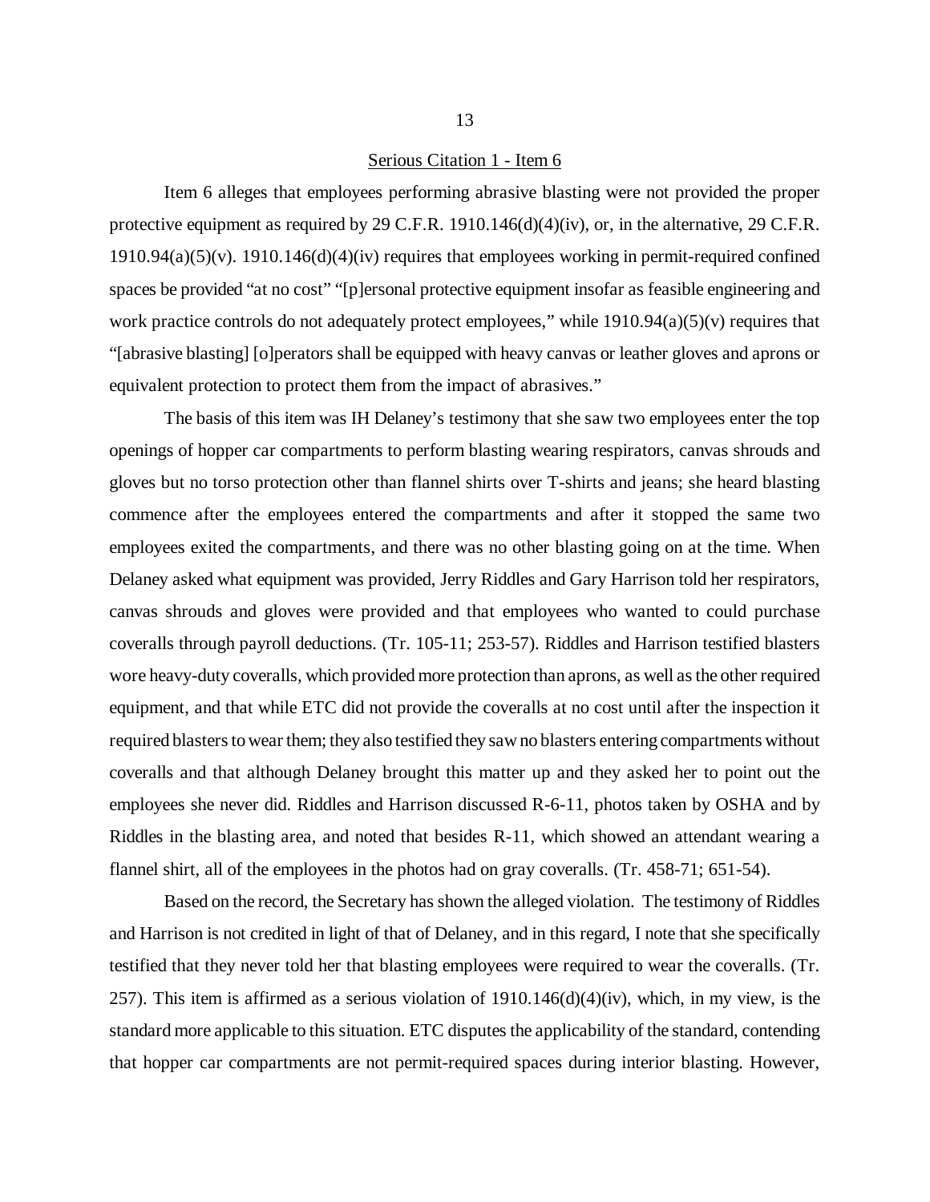## Serious Citation 1 - Item 6

Item 6 alleges that employees performing abrasive blasting were not provided the proper protective equipment as required by 29 C.F.R. 1910.146(d)(4)(iv), or, in the alternative, 29 C.F.R. 1910.94(a)(5)(v). 1910.146(d)(4)(iv) requires that employees working in permit-required confined spaces be provided "at no cost" "[p]ersonal protective equipment insofar as feasible engineering and work practice controls do not adequately protect employees," while 1910.94(a)(5)(v) requires that "[abrasive blasting] [o]perators shall be equipped with heavy canvas or leather gloves and aprons or equivalent protection to protect them from the impact of abrasives."

The basis of this item was IH Delaney's testimony that she saw two employees enter the top openings of hopper car compartments to perform blasting wearing respirators, canvas shrouds and gloves but no torso protection other than flannel shirts over T-shirts and jeans; she heard blasting commence after the employees entered the compartments and after it stopped the same two employees exited the compartments, and there was no other blasting going on at the time. When Delaney asked what equipment was provided, Jerry Riddles and Gary Harrison told her respirators, canvas shrouds and gloves were provided and that employees who wanted to could purchase coveralls through payroll deductions. (Tr. 105-11; 253-57). Riddles and Harrison testified blasters wore heavy-duty coveralls, which provided more protection than aprons, as well as the other required equipment, and that while ETC did not provide the coveralls at no cost until after the inspection it required blasters to wear them; they also testified they saw no blasters entering compartments without coveralls and that although Delaney brought this matter up and they asked her to point out the employees she never did. Riddles and Harrison discussed R-6-11, photos taken by OSHA and by Riddles in the blasting area, and noted that besides R-11, which showed an attendant wearing a flannel shirt, all of the employees in the photos had on gray coveralls. (Tr. 458-71; 651-54).

Based on the record, the Secretary has shown the alleged violation. The testimony of Riddles and Harrison is not credited in light of that of Delaney, and in this regard, I note that she specifically testified that they never told her that blasting employees were required to wear the coveralls. (Tr. 257). This item is affirmed as a serious violation of 1910.146(d)(4)(iv), which, in my view, is the standard more applicable to this situation. ETC disputes the applicability of the standard, contending that hopper car compartments are not permit-required spaces during interior blasting. However,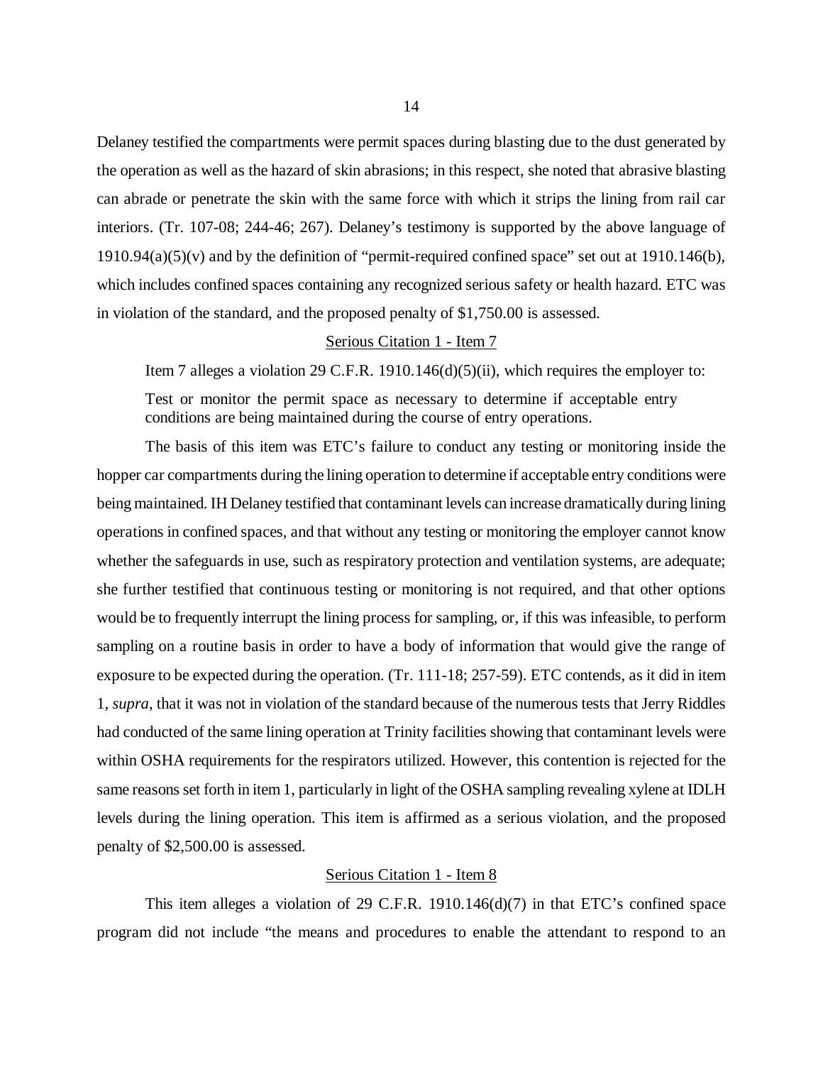Delaney testified the compartments were permit spaces during blasting due to the dust generated by the operation as well as the hazard of skin abrasions; in this respect, she noted that abrasive blasting can abrade or penetrate the skin with the same force with which it strips the lining from rail car interiors. (Tr. 107-08; 244-46; 267). Delaney's testimony is supported by the above language of 1910.94(a)(5)(v) and by the definition of "permit-required confined space" set out at 1910.146(b), which includes confined spaces containing any recognized serious safety or health hazard. ETC was in violation of the standard, and the proposed penalty of $1,750.00 is assessed.

### Serious Citation 1 - Item 7

Item 7 alleges a violation 29 C.F.R. 1910.146(d)(5)(ii), which requires the employer to:

> Test or monitor the permit space as necessary to determine if acceptable entry conditions are being maintained during the course of entry operations.

The basis of this item was ETC's failure to conduct any testing or monitoring inside the hopper car compartments during the lining operation to determine if acceptable entry conditions were being maintained. IH Delaney testified that contaminant levels can increase dramatically during lining operations in confined spaces, and that without any testing or monitoring the employer cannot know whether the safeguards in use, such as respiratory protection and ventilation systems, are adequate; she further testified that continuous testing or monitoring is not required, and that other options would be to frequently interrupt the lining process for sampling, or, if this was infeasible, to perform sampling on a routine basis in order to have a body of information that would give the range of exposure to be expected during the operation. (Tr. 111-18; 257-59). ETC contends, as it did in item 1, *supra*, that it was not in violation of the standard because of the numerous tests that Jerry Riddles had conducted of the same lining operation at Trinity facilities showing that contaminant levels were within OSHA requirements for the respirators utilized. However, this contention is rejected for the same reasons set forth in item 1, particularly in light of the OSHA sampling revealing xylene at IDLH levels during the lining operation. This item is affirmed as a serious violation, and the proposed penalty of $2,500.00 is assessed.

### Serious Citation 1 - Item 8

This item alleges a violation of 29 C.F.R. 1910.146(d)(7) in that ETC's confined space program did not include "the means and procedures to enable the attendant to respond to an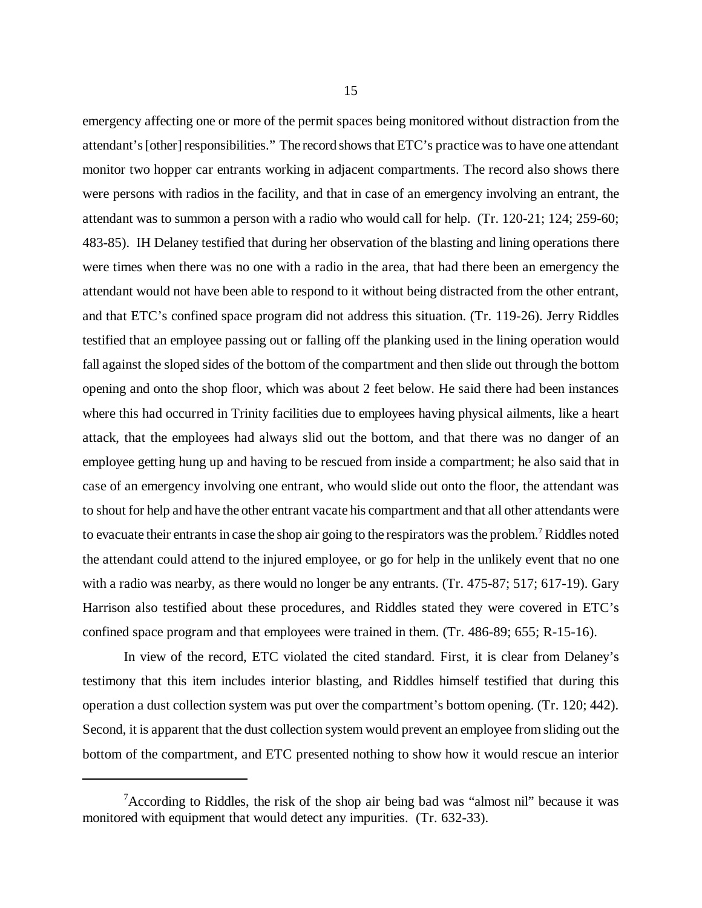emergency affecting one or more of the permit spaces being monitored without distraction from the attendant's [other] responsibilities." The record shows that ETC's practice was to have one attendant monitor two hopper car entrants working in adjacent compartments. The record also shows there were persons with radios in the facility, and that in case of an emergency involving an entrant, the attendant was to summon a person with a radio who would call for help. (Tr. 120-21; 124; 259-60; 483-85). IH Delaney testified that during her observation of the blasting and lining operations there were times when there was no one with a radio in the area, that had there been an emergency the attendant would not have been able to respond to it without being distracted from the other entrant, and that ETC's confined space program did not address this situation. (Tr. 119-26). Jerry Riddles testified that an employee passing out or falling off the planking used in the lining operation would fall against the sloped sides of the bottom of the compartment and then slide out through the bottom opening and onto the shop floor, which was about 2 feet below. He said there had been instances where this had occurred in Trinity facilities due to employees having physical ailments, like a heart attack, that the employees had always slid out the bottom, and that there was no danger of an employee getting hung up and having to be rescued from inside a compartment; he also said that in case of an emergency involving one entrant, who would slide out onto the floor, the attendant was to shout for help and have the other entrant vacate his compartment and that all other attendants were to evacuate their entrants in case the shop air going to the respirators was the problem.[7] Riddles noted the attendant could attend to the injured employee, or go for help in the unlikely event that no one with a radio was nearby, as there would no longer be any entrants. (Tr. 475-87; 517; 617-19). Gary Harrison also testified about these procedures, and Riddles stated they were covered in ETC's confined space program and that employees were trained in them. (Tr. 486-89; 655; R-15-16).

In view of the record, ETC violated the cited standard. First, it is clear from Delaney's testimony that this item includes interior blasting, and Riddles himself testified that during this operation a dust collection system was put over the compartment's bottom opening. (Tr. 120; 442). Second, it is apparent that the dust collection system would prevent an employee from sliding out the bottom of the compartment, and ETC presented nothing to show how it would rescue an interior

[7]According to Riddles, the risk of the shop air being bad was "almost nil" because it was monitored with equipment that would detect any impurities. (Tr. 632-33).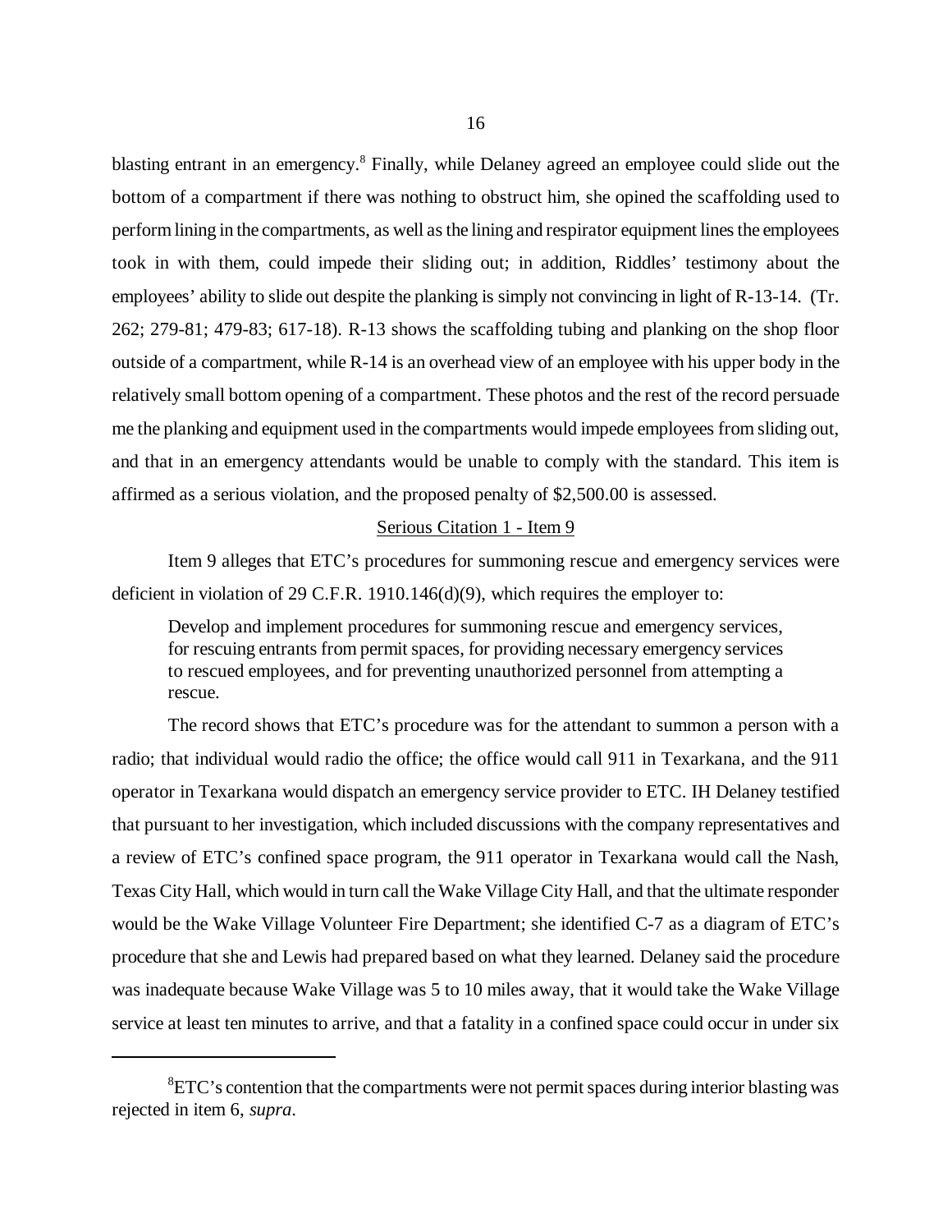blasting entrant in an emergency.[8] Finally, while Delaney agreed an employee could slide out the bottom of a compartment if there was nothing to obstruct him, she opined the scaffolding used to perform lining in the compartments, as well as the lining and respirator equipment lines the employees took in with them, could impede their sliding out; in addition, Riddles' testimony about the employees' ability to slide out despite the planking is simply not convincing in light of R-13-14. (Tr. 262; 279-81; 479-83; 617-18). R-13 shows the scaffolding tubing and planking on the shop floor outside of a compartment, while R-14 is an overhead view of an employee with his upper body in the relatively small bottom opening of a compartment. These photos and the rest of the record persuade me the planking and equipment used in the compartments would impede employees from sliding out, and that in an emergency attendants would be unable to comply with the standard. This item is affirmed as a serious violation, and the proposed penalty of $2,500.00 is assessed.

## Serious Citation 1 - Item 9

Item 9 alleges that ETC's procedures for summoning rescue and emergency services were deficient in violation of 29 C.F.R. 1910.146(d)(9), which requires the employer to:

> Develop and implement procedures for summoning rescue and emergency services, for rescuing entrants from permit spaces, for providing necessary emergency services to rescued employees, and for preventing unauthorized personnel from attempting a rescue.

The record shows that ETC's procedure was for the attendant to summon a person with a radio; that individual would radio the office; the office would call 911 in Texarkana, and the 911 operator in Texarkana would dispatch an emergency service provider to ETC. IH Delaney testified that pursuant to her investigation, which included discussions with the company representatives and a review of ETC's confined space program, the 911 operator in Texarkana would call the Nash, Texas City Hall, which would in turn call the Wake Village City Hall, and that the ultimate responder would be the Wake Village Volunteer Fire Department; she identified C-7 as a diagram of ETC's procedure that she and Lewis had prepared based on what they learned. Delaney said the procedure was inadequate because Wake Village was 5 to 10 miles away, that it would take the Wake Village service at least ten minutes to arrive, and that a fatality in a confined space could occur in under six

---

[8] ETC's contention that the compartments were not permit spaces during interior blasting was rejected in item 6, *supra*.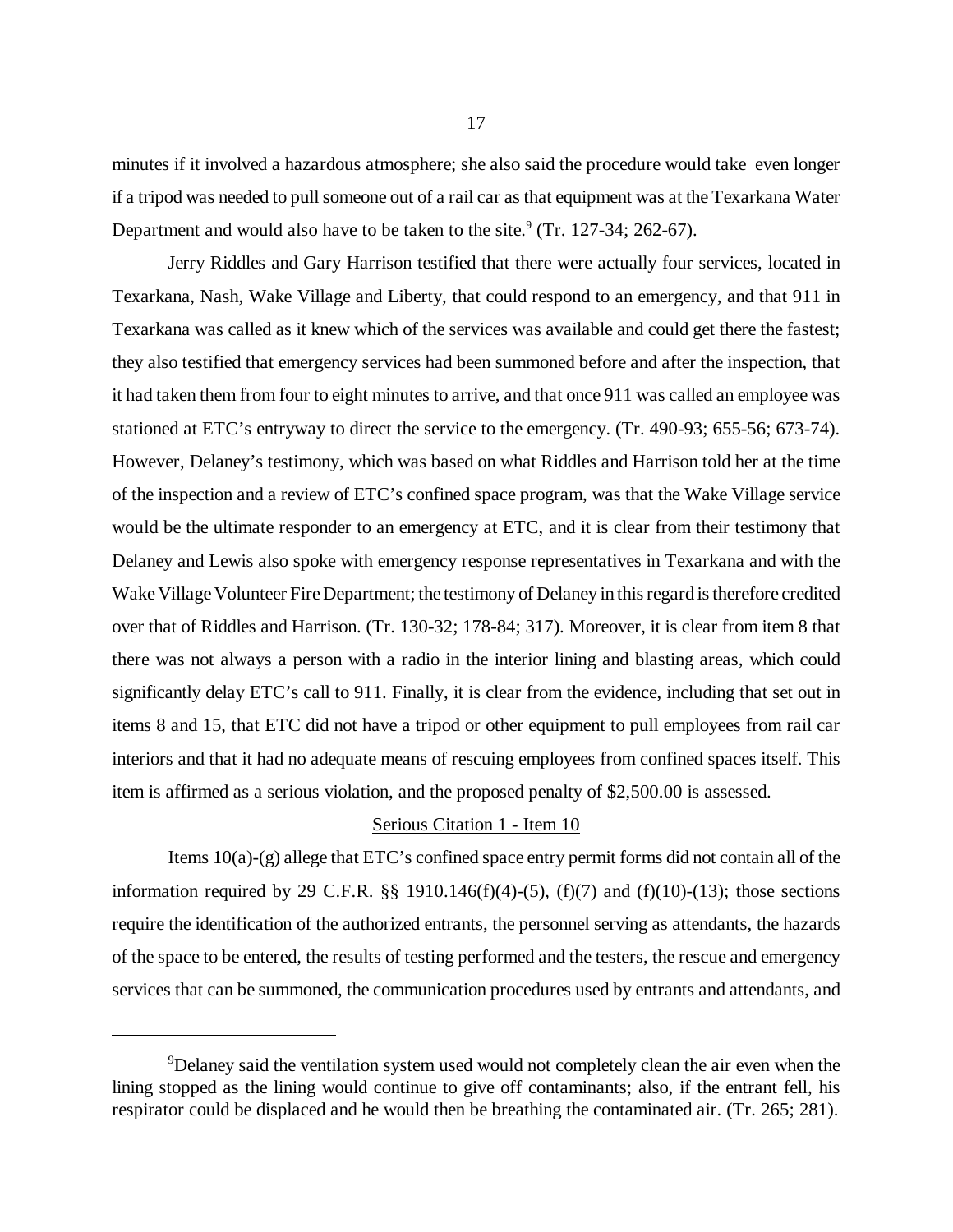minutes if it involved a hazardous atmosphere; she also said the procedure would take even longer if a tripod was needed to pull someone out of a rail car as that equipment was at the Texarkana Water Department and would also have to be taken to the site.[9] (Tr. 127-34; 262-67).

Jerry Riddles and Gary Harrison testified that there were actually four services, located in Texarkana, Nash, Wake Village and Liberty, that could respond to an emergency, and that 911 in Texarkana was called as it knew which of the services was available and could get there the fastest; they also testified that emergency services had been summoned before and after the inspection, that it had taken them from four to eight minutes to arrive, and that once 911 was called an employee was stationed at ETC's entryway to direct the service to the emergency. (Tr. 490-93; 655-56; 673-74). However, Delaney's testimony, which was based on what Riddles and Harrison told her at the time of the inspection and a review of ETC's confined space program, was that the Wake Village service would be the ultimate responder to an emergency at ETC, and it is clear from their testimony that Delaney and Lewis also spoke with emergency response representatives in Texarkana and with the Wake Village Volunteer Fire Department; the testimony of Delaney in this regard is therefore credited over that of Riddles and Harrison. (Tr. 130-32; 178-84; 317). Moreover, it is clear from item 8 that there was not always a person with a radio in the interior lining and blasting areas, which could significantly delay ETC's call to 911. Finally, it is clear from the evidence, including that set out in items 8 and 15, that ETC did not have a tripod or other equipment to pull employees from rail car interiors and that it had no adequate means of rescuing employees from confined spaces itself. This item is affirmed as a serious violation, and the proposed penalty of $2,500.00 is assessed.

## Serious Citation 1 - Item 10

Items 10(a)-(g) allege that ETC's confined space entry permit forms did not contain all of the information required by 29 C.F.R. §§ 1910.146(f)(4)-(5), (f)(7) and (f)(10)-(13); those sections require the identification of the authorized entrants, the personnel serving as attendants, the hazards of the space to be entered, the results of testing performed and the testers, the rescue and emergency services that can be summoned, the communication procedures used by entrants and attendants, and

---

[9]Delaney said the ventilation system used would not completely clean the air even when the lining stopped as the lining would continue to give off contaminants; also, if the entrant fell, his respirator could be displaced and he would then be breathing the contaminated air. (Tr. 265; 281).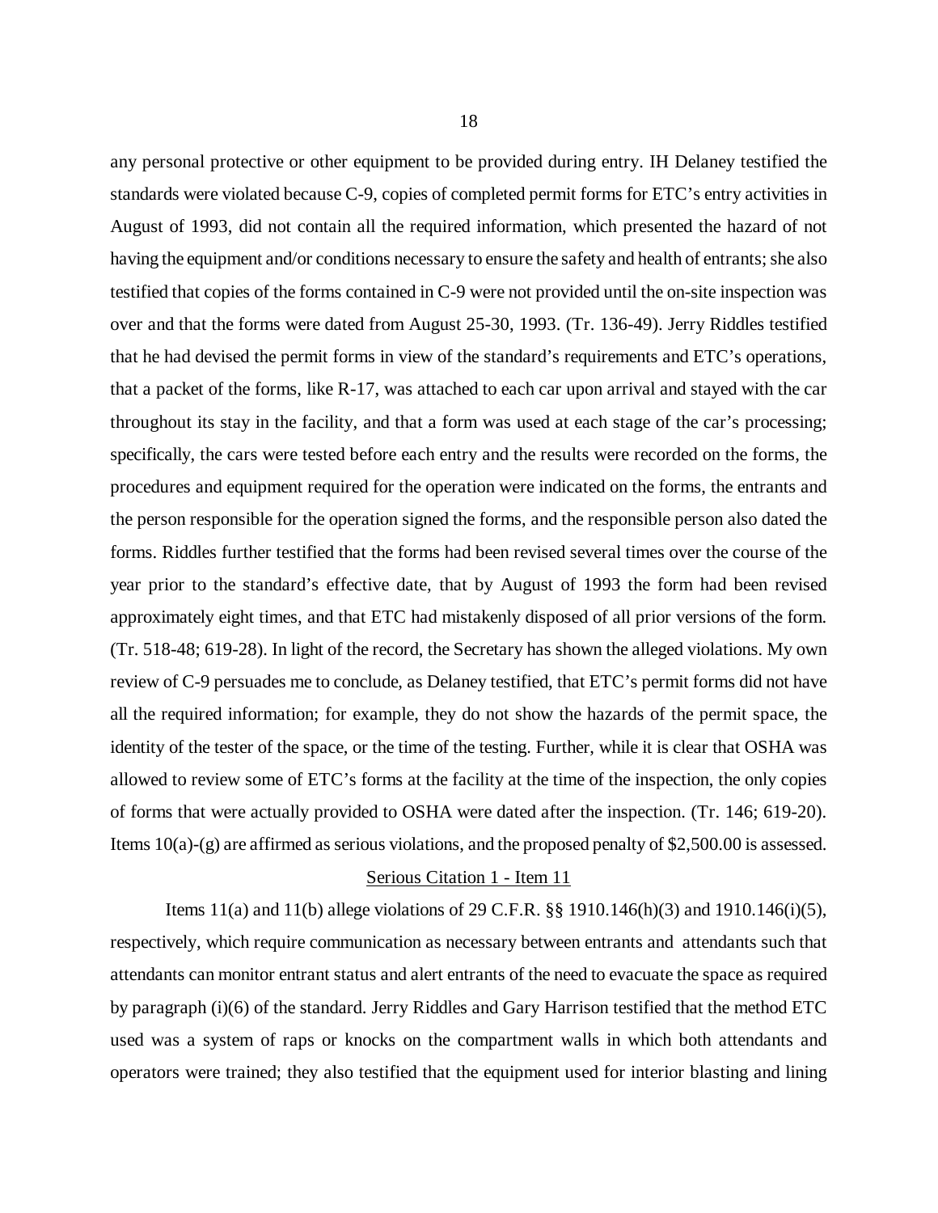any personal protective or other equipment to be provided during entry. IH Delaney testified the standards were violated because C-9, copies of completed permit forms for ETC's entry activities in August of 1993, did not contain all the required information, which presented the hazard of not having the equipment and/or conditions necessary to ensure the safety and health of entrants; she also testified that copies of the forms contained in C-9 were not provided until the on-site inspection was over and that the forms were dated from August 25-30, 1993. (Tr. 136-49). Jerry Riddles testified that he had devised the permit forms in view of the standard's requirements and ETC's operations, that a packet of the forms, like R-17, was attached to each car upon arrival and stayed with the car throughout its stay in the facility, and that a form was used at each stage of the car's processing; specifically, the cars were tested before each entry and the results were recorded on the forms, the procedures and equipment required for the operation were indicated on the forms, the entrants and the person responsible for the operation signed the forms, and the responsible person also dated the forms. Riddles further testified that the forms had been revised several times over the course of the year prior to the standard's effective date, that by August of 1993 the form had been revised approximately eight times, and that ETC had mistakenly disposed of all prior versions of the form. (Tr. 518-48; 619-28). In light of the record, the Secretary has shown the alleged violations. My own review of C-9 persuades me to conclude, as Delaney testified, that ETC's permit forms did not have all the required information; for example, they do not show the hazards of the permit space, the identity of the tester of the space, or the time of the testing. Further, while it is clear that OSHA was allowed to review some of ETC's forms at the facility at the time of the inspection, the only copies of forms that were actually provided to OSHA were dated after the inspection. (Tr. 146; 619-20). Items 10(a)-(g) are affirmed as serious violations, and the proposed penalty of $2,500.00 is assessed.

<u>Serious Citation 1 - Item 11</u>

Items 11(a) and 11(b) allege violations of 29 C.F.R. §§ 1910.146(h)(3) and 1910.146(i)(5), respectively, which require communication as necessary between entrants and attendants such that attendants can monitor entrant status and alert entrants of the need to evacuate the space as required by paragraph (i)(6) of the standard. Jerry Riddles and Gary Harrison testified that the method ETC used was a system of raps or knocks on the compartment walls in which both attendants and operators were trained; they also testified that the equipment used for interior blasting and lining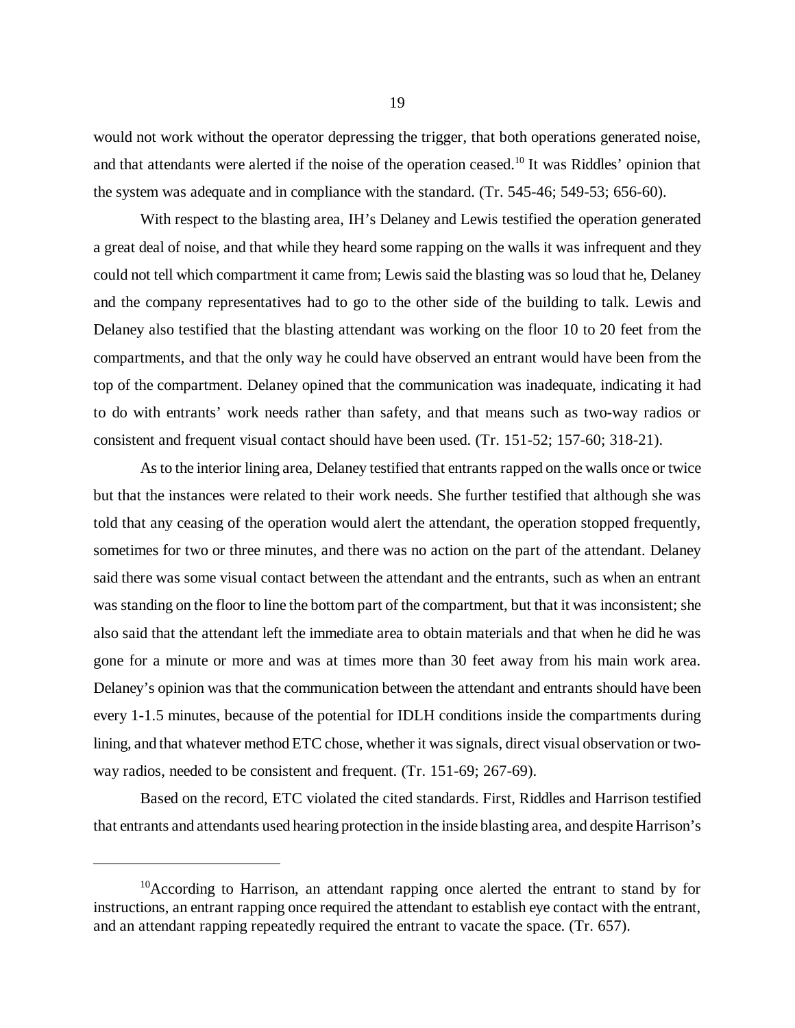would not work without the operator depressing the trigger, that both operations generated noise, and that attendants were alerted if the noise of the operation ceased.[10] It was Riddles' opinion that the system was adequate and in compliance with the standard. (Tr. 545-46; 549-53; 656-60).

With respect to the blasting area, IH's Delaney and Lewis testified the operation generated a great deal of noise, and that while they heard some rapping on the walls it was infrequent and they could not tell which compartment it came from; Lewis said the blasting was so loud that he, Delaney and the company representatives had to go to the other side of the building to talk. Lewis and Delaney also testified that the blasting attendant was working on the floor 10 to 20 feet from the compartments, and that the only way he could have observed an entrant would have been from the top of the compartment. Delaney opined that the communication was inadequate, indicating it had to do with entrants' work needs rather than safety, and that means such as two-way radios or consistent and frequent visual contact should have been used. (Tr. 151-52; 157-60; 318-21).

As to the interior lining area, Delaney testified that entrants rapped on the walls once or twice but that the instances were related to their work needs. She further testified that although she was told that any ceasing of the operation would alert the attendant, the operation stopped frequently, sometimes for two or three minutes, and there was no action on the part of the attendant. Delaney said there was some visual contact between the attendant and the entrants, such as when an entrant was standing on the floor to line the bottom part of the compartment, but that it was inconsistent; she also said that the attendant left the immediate area to obtain materials and that when he did he was gone for a minute or more and was at times more than 30 feet away from his main work area. Delaney's opinion was that the communication between the attendant and entrants should have been every 1-1.5 minutes, because of the potential for IDLH conditions inside the compartments during lining, and that whatever method ETC chose, whether it was signals, direct visual observation or two-way radios, needed to be consistent and frequent. (Tr. 151-69; 267-69).

Based on the record, ETC violated the cited standards. First, Riddles and Harrison testified that entrants and attendants used hearing protection in the inside blasting area, and despite Harrison's

---

[10]According to Harrison, an attendant rapping once alerted the entrant to stand by for instructions, an entrant rapping once required the attendant to establish eye contact with the entrant, and an attendant rapping repeatedly required the entrant to vacate the space. (Tr. 657).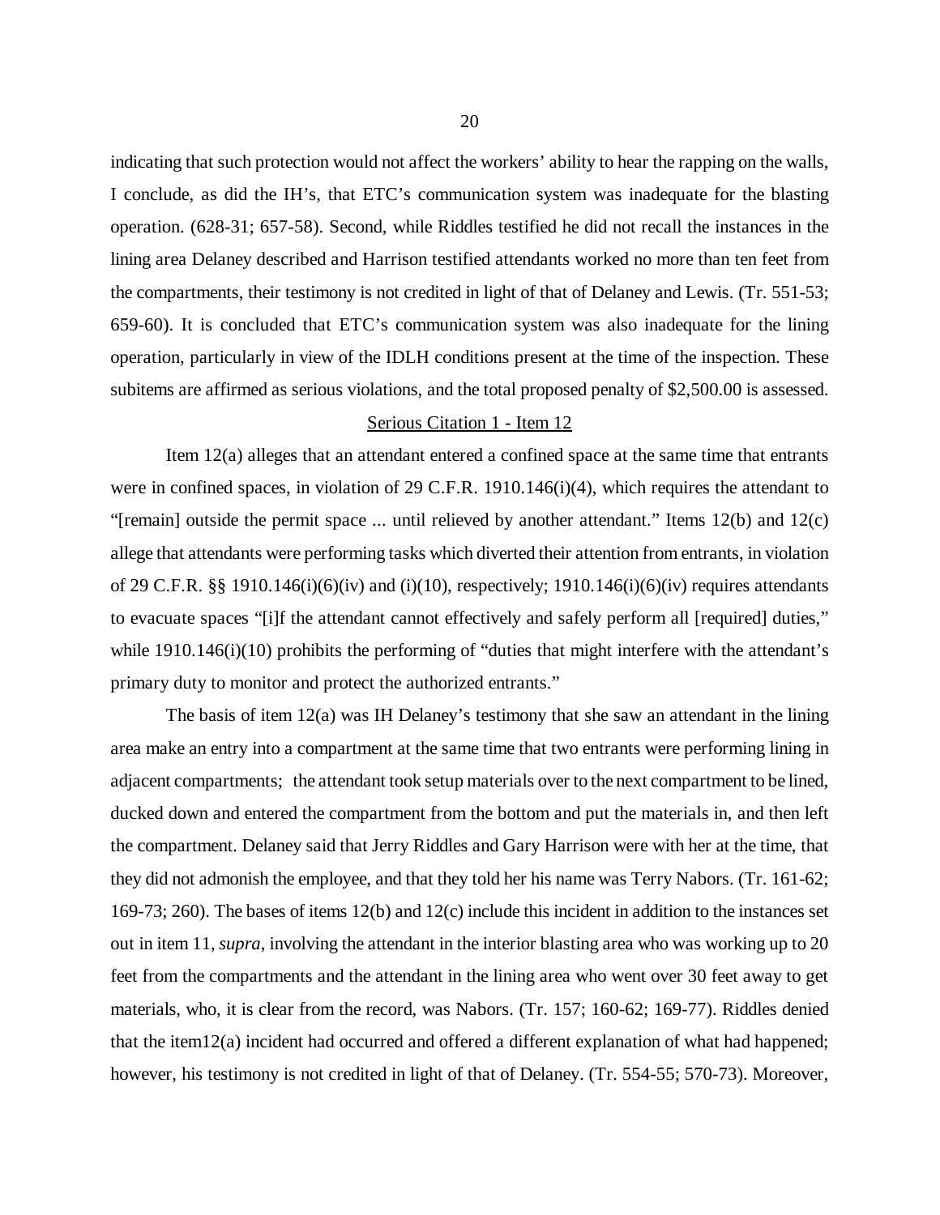indicating that such protection would not affect the workers' ability to hear the rapping on the walls, I conclude, as did the IH's, that ETC's communication system was inadequate for the blasting operation. (628-31; 657-58). Second, while Riddles testified he did not recall the instances in the lining area Delaney described and Harrison testified attendants worked no more than ten feet from the compartments, their testimony is not credited in light of that of Delaney and Lewis. (Tr. 551-53; 659-60). It is concluded that ETC's communication system was also inadequate for the lining operation, particularly in view of the IDLH conditions present at the time of the inspection. These subitems are affirmed as serious violations, and the total proposed penalty of $2,500.00 is assessed.

## Serious Citation 1 - Item 12

Item 12(a) alleges that an attendant entered a confined space at the same time that entrants were in confined spaces, in violation of 29 C.F.R. 1910.146(i)(4), which requires the attendant to "[remain] outside the permit space ... until relieved by another attendant." Items 12(b) and 12(c) allege that attendants were performing tasks which diverted their attention from entrants, in violation of 29 C.F.R. §§ 1910.146(i)(6)(iv) and (i)(10), respectively; 1910.146(i)(6)(iv) requires attendants to evacuate spaces "[i]f the attendant cannot effectively and safely perform all [required] duties," while 1910.146(i)(10) prohibits the performing of "duties that might interfere with the attendant's primary duty to monitor and protect the authorized entrants."

The basis of item 12(a) was IH Delaney's testimony that she saw an attendant in the lining area make an entry into a compartment at the same time that two entrants were performing lining in adjacent compartments; the attendant took setup materials over to the next compartment to be lined, ducked down and entered the compartment from the bottom and put the materials in, and then left the compartment. Delaney said that Jerry Riddles and Gary Harrison were with her at the time, that they did not admonish the employee, and that they told her his name was Terry Nabors. (Tr. 161-62; 169-73; 260). The bases of items 12(b) and 12(c) include this incident in addition to the instances set out in item 11, *supra*, involving the attendant in the interior blasting area who was working up to 20 feet from the compartments and the attendant in the lining area who went over 30 feet away to get materials, who, it is clear from the record, was Nabors. (Tr. 157; 160-62; 169-77). Riddles denied that the item12(a) incident had occurred and offered a different explanation of what had happened; however, his testimony is not credited in light of that of Delaney. (Tr. 554-55; 570-73). Moreover,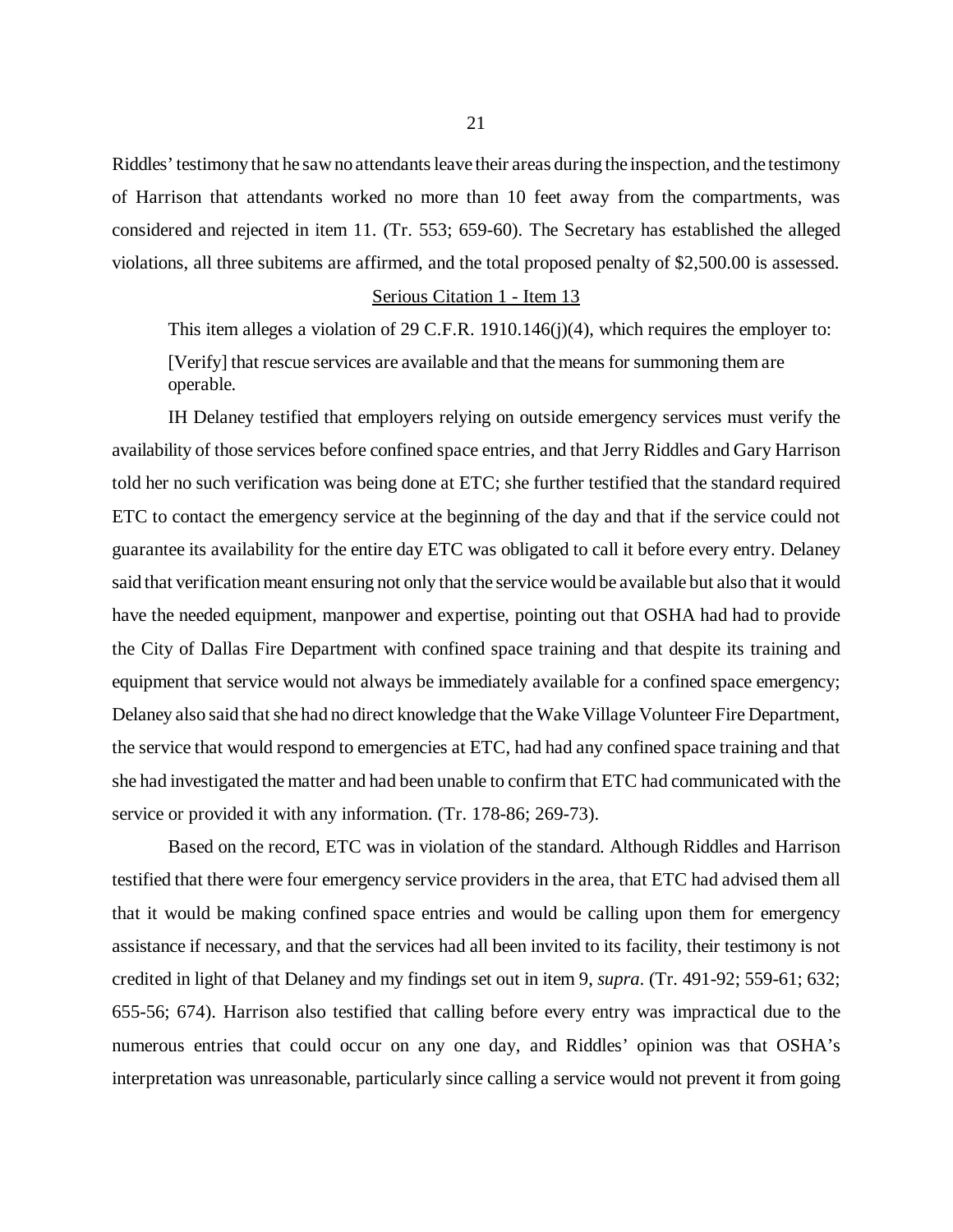Riddles' testimony that he saw no attendants leave their areas during the inspection, and the testimony of Harrison that attendants worked no more than 10 feet away from the compartments, was considered and rejected in item 11. (Tr. 553; 659-60). The Secretary has established the alleged violations, all three subitems are affirmed, and the total proposed penalty of $2,500.00 is assessed.

<u>Serious Citation 1 - Item 13</u>

This item alleges a violation of 29 C.F.R. 1910.146(j)(4), which requires the employer to:

> [Verify] that rescue services are available and that the means for summoning them are operable.

IH Delaney testified that employers relying on outside emergency services must verify the availability of those services before confined space entries, and that Jerry Riddles and Gary Harrison told her no such verification was being done at ETC; she further testified that the standard required ETC to contact the emergency service at the beginning of the day and that if the service could not guarantee its availability for the entire day ETC was obligated to call it before every entry. Delaney said that verification meant ensuring not only that the service would be available but also that it would have the needed equipment, manpower and expertise, pointing out that OSHA had had to provide the City of Dallas Fire Department with confined space training and that despite its training and equipment that service would not always be immediately available for a confined space emergency; Delaney also said that she had no direct knowledge that the Wake Village Volunteer Fire Department, the service that would respond to emergencies at ETC, had had any confined space training and that she had investigated the matter and had been unable to confirm that ETC had communicated with the service or provided it with any information. (Tr. 178-86; 269-73).

Based on the record, ETC was in violation of the standard. Although Riddles and Harrison testified that there were four emergency service providers in the area, that ETC had advised them all that it would be making confined space entries and would be calling upon them for emergency assistance if necessary, and that the services had all been invited to its facility, their testimony is not credited in light of that Delaney and my findings set out in item 9, *supra*. (Tr. 491-92; 559-61; 632; 655-56; 674). Harrison also testified that calling before every entry was impractical due to the numerous entries that could occur on any one day, and Riddles' opinion was that OSHA's interpretation was unreasonable, particularly since calling a service would not prevent it from going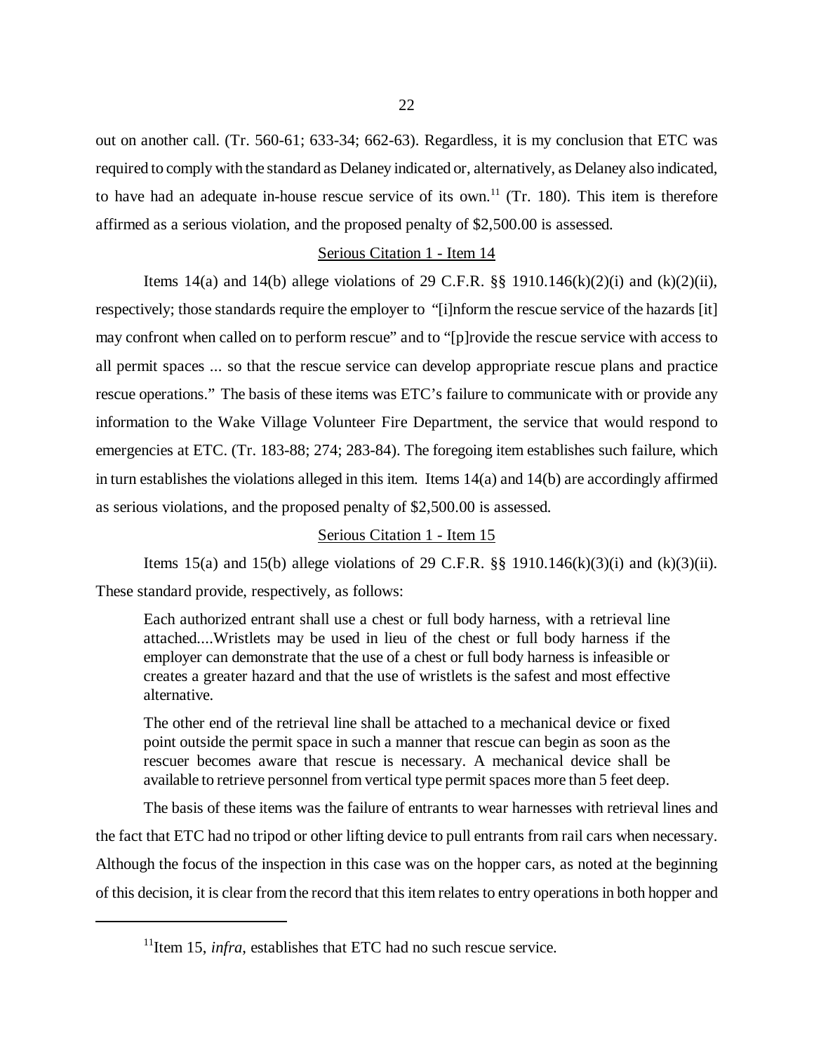out on another call. (Tr. 560-61; 633-34; 662-63). Regardless, it is my conclusion that ETC was required to comply with the standard as Delaney indicated or, alternatively, as Delaney also indicated, to have had an adequate in-house rescue service of its own.[11] (Tr. 180). This item is therefore affirmed as a serious violation, and the proposed penalty of $2,500.00 is assessed.

Serious Citation 1 - Item 14

Items 14(a) and 14(b) allege violations of 29 C.F.R. §§ 1910.146(k)(2)(i) and (k)(2)(ii), respectively; those standards require the employer to "[i]nform the rescue service of the hazards [it] may confront when called on to perform rescue" and to "[p]rovide the rescue service with access to all permit spaces ... so that the rescue service can develop appropriate rescue plans and practice rescue operations." The basis of these items was ETC's failure to communicate with or provide any information to the Wake Village Volunteer Fire Department, the service that would respond to emergencies at ETC. (Tr. 183-88; 274; 283-84). The foregoing item establishes such failure, which in turn establishes the violations alleged in this item. Items 14(a) and 14(b) are accordingly affirmed as serious violations, and the proposed penalty of $2,500.00 is assessed.

Serious Citation 1 - Item 15

Items 15(a) and 15(b) allege violations of 29 C.F.R. §§ 1910.146(k)(3)(i) and (k)(3)(ii). These standard provide, respectively, as follows:

> Each authorized entrant shall use a chest or full body harness, with a retrieval line attached....Wristlets may be used in lieu of the chest or full body harness if the employer can demonstrate that the use of a chest or full body harness is infeasible or creates a greater hazard and that the use of wristlets is the safest and most effective alternative.
>
> The other end of the retrieval line shall be attached to a mechanical device or fixed point outside the permit space in such a manner that rescue can begin as soon as the rescuer becomes aware that rescue is necessary. A mechanical device shall be available to retrieve personnel from vertical type permit spaces more than 5 feet deep.

The basis of these items was the failure of entrants to wear harnesses with retrieval lines and the fact that ETC had no tripod or other lifting device to pull entrants from rail cars when necessary. Although the focus of the inspection in this case was on the hopper cars, as noted at the beginning of this decision, it is clear from the record that this item relates to entry operations in both hopper and

[11] Item 15, *infra*, establishes that ETC had no such rescue service.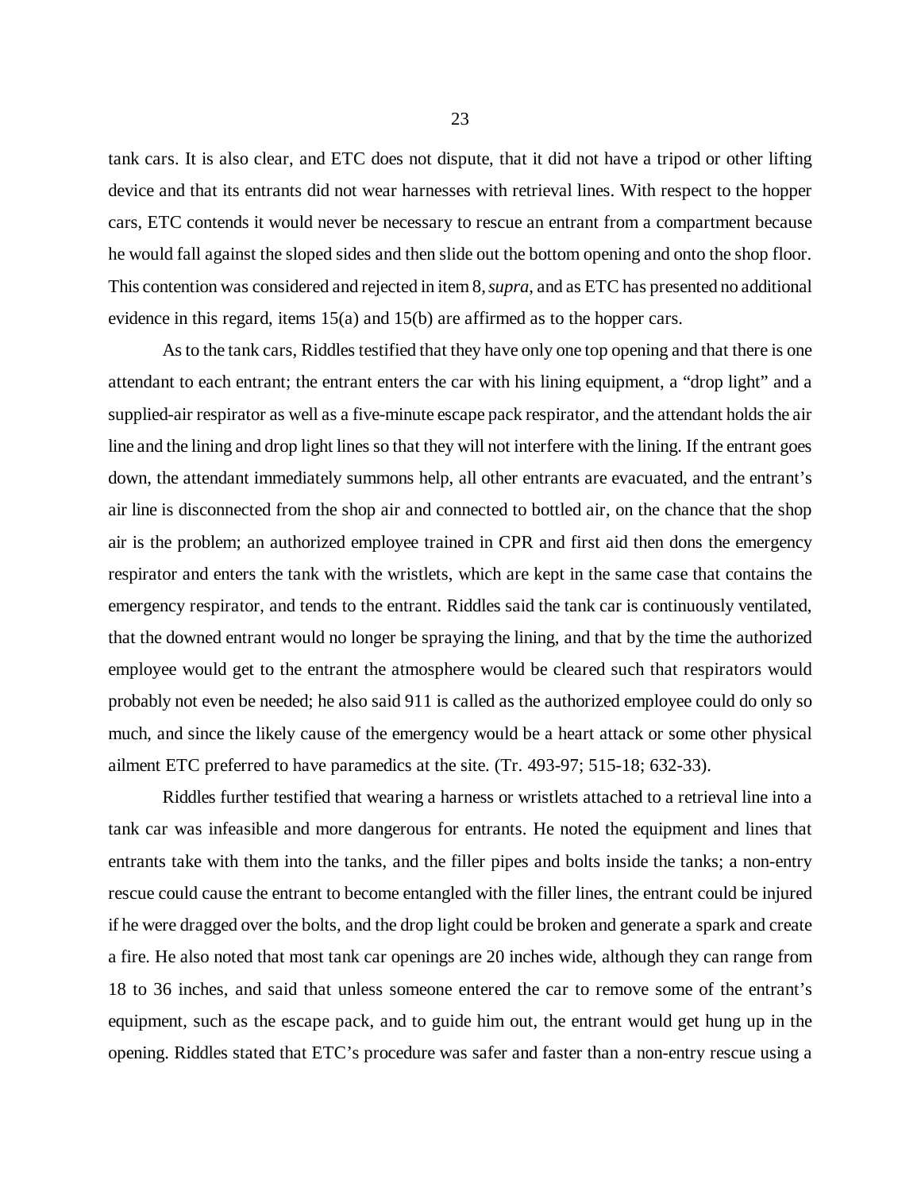tank cars. It is also clear, and ETC does not dispute, that it did not have a tripod or other lifting device and that its entrants did not wear harnesses with retrieval lines. With respect to the hopper cars, ETC contends it would never be necessary to rescue an entrant from a compartment because he would fall against the sloped sides and then slide out the bottom opening and onto the shop floor. This contention was considered and rejected in item 8, *supra*, and as ETC has presented no additional evidence in this regard, items 15(a) and 15(b) are affirmed as to the hopper cars.

As to the tank cars, Riddles testified that they have only one top opening and that there is one attendant to each entrant; the entrant enters the car with his lining equipment, a "drop light" and a supplied-air respirator as well as a five-minute escape pack respirator, and the attendant holds the air line and the lining and drop light lines so that they will not interfere with the lining. If the entrant goes down, the attendant immediately summons help, all other entrants are evacuated, and the entrant's air line is disconnected from the shop air and connected to bottled air, on the chance that the shop air is the problem; an authorized employee trained in CPR and first aid then dons the emergency respirator and enters the tank with the wristlets, which are kept in the same case that contains the emergency respirator, and tends to the entrant. Riddles said the tank car is continuously ventilated, that the downed entrant would no longer be spraying the lining, and that by the time the authorized employee would get to the entrant the atmosphere would be cleared such that respirators would probably not even be needed; he also said 911 is called as the authorized employee could do only so much, and since the likely cause of the emergency would be a heart attack or some other physical ailment ETC preferred to have paramedics at the site. (Tr. 493-97; 515-18; 632-33).

Riddles further testified that wearing a harness or wristlets attached to a retrieval line into a tank car was infeasible and more dangerous for entrants. He noted the equipment and lines that entrants take with them into the tanks, and the filler pipes and bolts inside the tanks; a non-entry rescue could cause the entrant to become entangled with the filler lines, the entrant could be injured if he were dragged over the bolts, and the drop light could be broken and generate a spark and create a fire. He also noted that most tank car openings are 20 inches wide, although they can range from 18 to 36 inches, and said that unless someone entered the car to remove some of the entrant's equipment, such as the escape pack, and to guide him out, the entrant would get hung up in the opening. Riddles stated that ETC's procedure was safer and faster than a non-entry rescue using a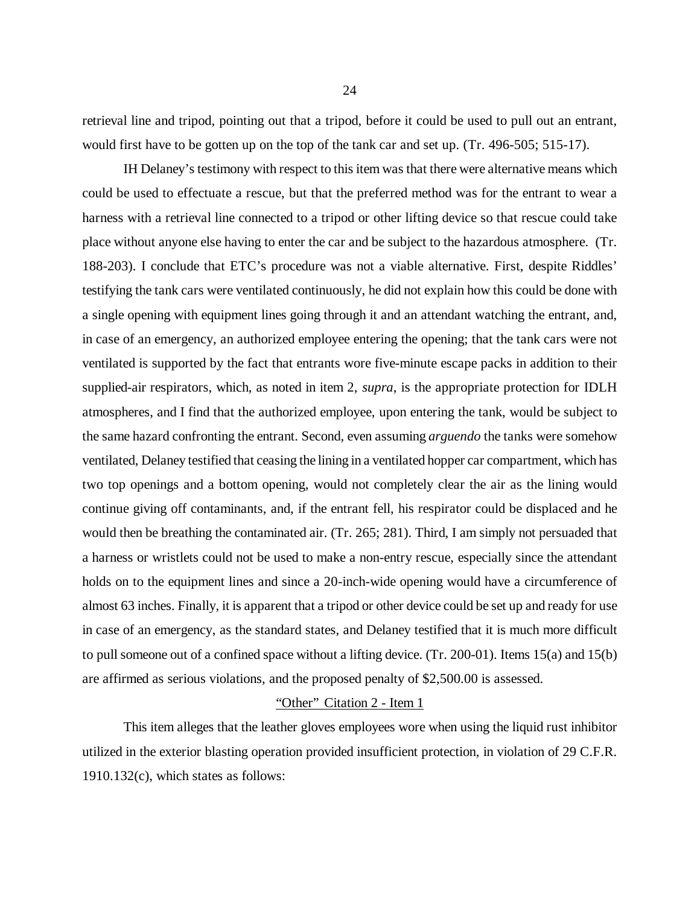retrieval line and tripod, pointing out that a tripod, before it could be used to pull out an entrant, would first have to be gotten up on the top of the tank car and set up. (Tr. 496-505; 515-17).

IH Delaney's testimony with respect to this item was that there were alternative means which could be used to effectuate a rescue, but that the preferred method was for the entrant to wear a harness with a retrieval line connected to a tripod or other lifting device so that rescue could take place without anyone else having to enter the car and be subject to the hazardous atmosphere. (Tr. 188-203). I conclude that ETC's procedure was not a viable alternative. First, despite Riddles' testifying the tank cars were ventilated continuously, he did not explain how this could be done with a single opening with equipment lines going through it and an attendant watching the entrant, and, in case of an emergency, an authorized employee entering the opening; that the tank cars were not ventilated is supported by the fact that entrants wore five-minute escape packs in addition to their supplied-air respirators, which, as noted in item 2, *supra*, is the appropriate protection for IDLH atmospheres, and I find that the authorized employee, upon entering the tank, would be subject to the same hazard confronting the entrant. Second, even assuming *arguendo* the tanks were somehow ventilated, Delaney testified that ceasing the lining in a ventilated hopper car compartment, which has two top openings and a bottom opening, would not completely clear the air as the lining would continue giving off contaminants, and, if the entrant fell, his respirator could be displaced and he would then be breathing the contaminated air. (Tr. 265; 281). Third, I am simply not persuaded that a harness or wristlets could not be used to make a non-entry rescue, especially since the attendant holds on to the equipment lines and since a 20-inch-wide opening would have a circumference of almost 63 inches. Finally, it is apparent that a tripod or other device could be set up and ready for use in case of an emergency, as the standard states, and Delaney testified that it is much more difficult to pull someone out of a confined space without a lifting device. (Tr. 200-01). Items 15(a) and 15(b) are affirmed as serious violations, and the proposed penalty of $2,500.00 is assessed.

<u>"Other" Citation 2 - Item 1</u>

This item alleges that the leather gloves employees wore when using the liquid rust inhibitor utilized in the exterior blasting operation provided insufficient protection, in violation of 29 C.F.R. 1910.132(c), which states as follows: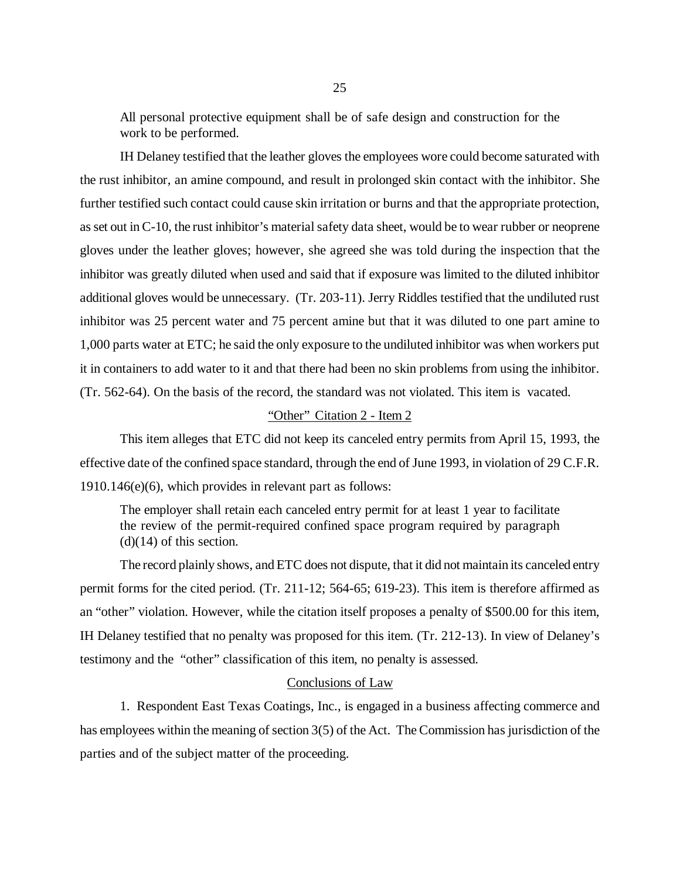All personal protective equipment shall be of safe design and construction for the work to be performed.

IH Delaney testified that the leather gloves the employees wore could become saturated with the rust inhibitor, an amine compound, and result in prolonged skin contact with the inhibitor. She further testified such contact could cause skin irritation or burns and that the appropriate protection, as set out in C-10, the rust inhibitor's material safety data sheet, would be to wear rubber or neoprene gloves under the leather gloves; however, she agreed she was told during the inspection that the inhibitor was greatly diluted when used and said that if exposure was limited to the diluted inhibitor additional gloves would be unnecessary. (Tr. 203-11). Jerry Riddles testified that the undiluted rust inhibitor was 25 percent water and 75 percent amine but that it was diluted to one part amine to 1,000 parts water at ETC; he said the only exposure to the undiluted inhibitor was when workers put it in containers to add water to it and that there had been no skin problems from using the inhibitor. (Tr. 562-64). On the basis of the record, the standard was not violated. This item is vacated.

<u>"Other" Citation 2 - Item 2</u>

This item alleges that ETC did not keep its canceled entry permits from April 15, 1993, the effective date of the confined space standard, through the end of June 1993, in violation of 29 C.F.R. 1910.146(e)(6), which provides in relevant part as follows:

The employer shall retain each canceled entry permit for at least 1 year to facilitate the review of the permit-required confined space program required by paragraph (d)(14) of this section.

The record plainly shows, and ETC does not dispute, that it did not maintain its canceled entry permit forms for the cited period. (Tr. 211-12; 564-65; 619-23). This item is therefore affirmed as an "other" violation. However, while the citation itself proposes a penalty of $500.00 for this item, IH Delaney testified that no penalty was proposed for this item. (Tr. 212-13). In view of Delaney's testimony and the "other" classification of this item, no penalty is assessed.

<u>Conclusions of Law</u>

1. Respondent East Texas Coatings, Inc., is engaged in a business affecting commerce and has employees within the meaning of section 3(5) of the Act. The Commission has jurisdiction of the parties and of the subject matter of the proceeding.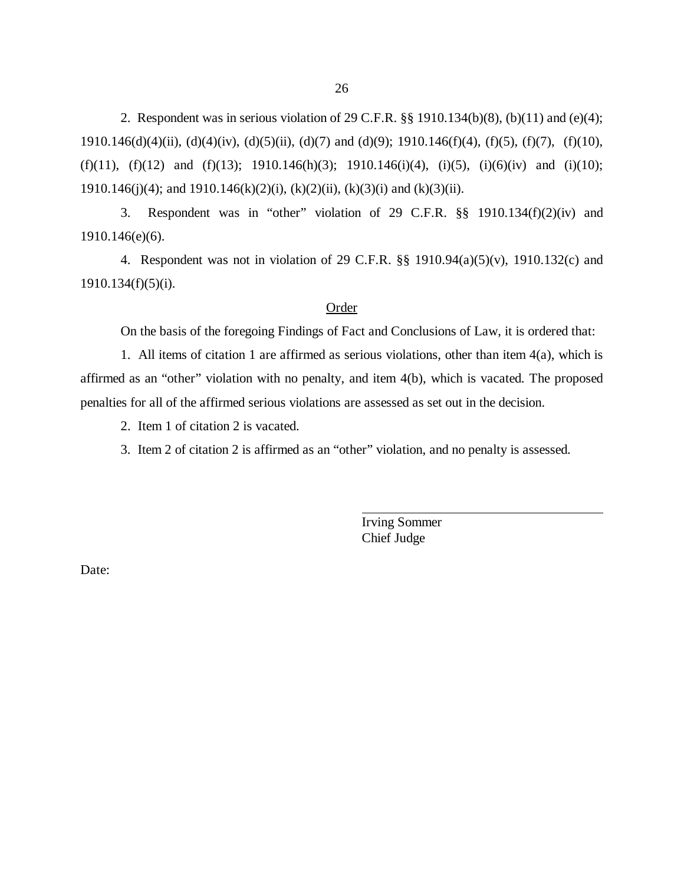2. Respondent was in serious violation of 29 C.F.R. §§ 1910.134(b)(8), (b)(11) and (e)(4); 1910.146(d)(4)(ii), (d)(4)(iv), (d)(5)(ii), (d)(7) and (d)(9); 1910.146(f)(4), (f)(5), (f)(7), (f)(10), (f)(11), (f)(12) and (f)(13); 1910.146(h)(3); 1910.146(i)(4), (i)(5), (i)(6)(iv) and (i)(10); 1910.146(j)(4); and 1910.146(k)(2)(i), (k)(2)(ii), (k)(3)(i) and (k)(3)(ii).

3. Respondent was in "other" violation of 29 C.F.R. §§ 1910.134(f)(2)(iv) and 1910.146(e)(6).

4. Respondent was not in violation of 29 C.F.R. §§ 1910.94(a)(5)(v), 1910.132(c) and 1910.134(f)(5)(i).

## Order

On the basis of the foregoing Findings of Fact and Conclusions of Law, it is ordered that:

1. All items of citation 1 are affirmed as serious violations, other than item 4(a), which is affirmed as an "other" violation with no penalty, and item 4(b), which is vacated. The proposed penalties for all of the affirmed serious violations are assessed as set out in the decision.

2. Item 1 of citation 2 is vacated.

3. Item 2 of citation 2 is affirmed as an "other" violation, and no penalty is assessed.

Irving Sommer
Chief Judge

Date: